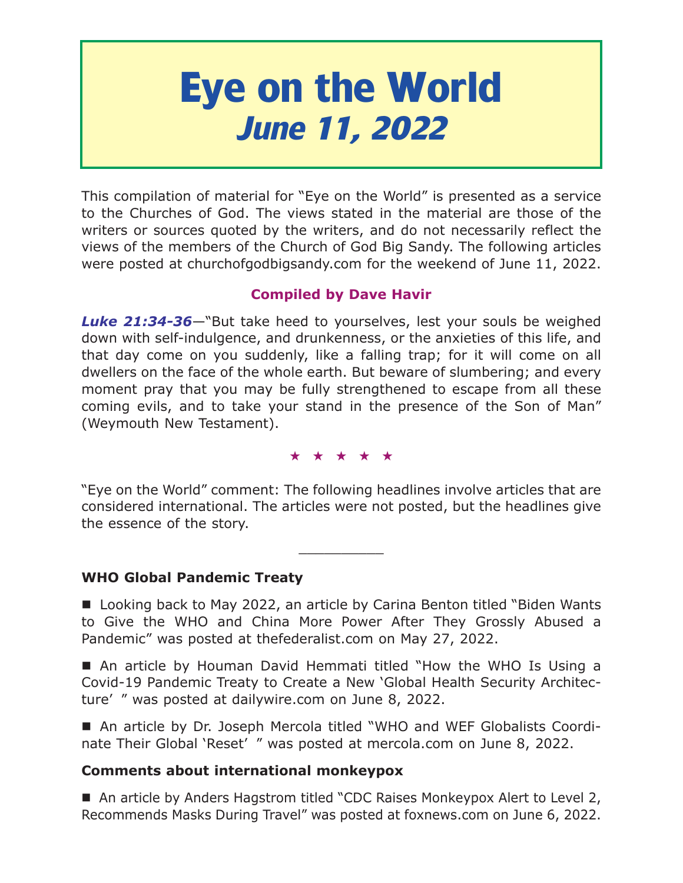# Eye on the World
## *June 11, 2022*

This compilation of material for "Eye on the World" is presented as a service to the Churches of God. The views stated in the material are those of the writers or sources quoted by the writers, and do not necessarily reflect the views of the members of the Church of God Big Sandy. The following articles were posted at churchofgodbigsandy.com for the weekend of June 11, 2022.

**Compiled by Dave Havir**

***Luke 21:34-36***—"But take heed to yourselves, lest your souls be weighed down with self-indulgence, and drunkenness, or the anxieties of this life, and that day come on you suddenly, like a falling trap; for it will come on all dwellers on the face of the whole earth. But beware of slumbering; and every moment pray that you may be fully strengthened to escape from all these coming evils, and to take your stand in the presence of the Son of Man" (Weymouth New Testament).

★ ★ ★ ★ ★

"Eye on the World" comment: The following headlines involve articles that are considered international. The articles were not posted, but the headlines give the essence of the story.

__________

**WHO Global Pandemic Treaty**

■ Looking back to May 2022, an article by Carina Benton titled "Biden Wants to Give the WHO and China More Power After They Grossly Abused a Pandemic" was posted at thefederalist.com on May 27, 2022.

■ An article by Houman David Hemmati titled "How the WHO Is Using a Covid-19 Pandemic Treaty to Create a New 'Global Health Security Architecture' " was posted at dailywire.com on June 8, 2022.

■ An article by Dr. Joseph Mercola titled "WHO and WEF Globalists Coordinate Their Global 'Reset' " was posted at mercola.com on June 8, 2022.

**Comments about international monkeypox**

■ An article by Anders Hagstrom titled "CDC Raises Monkeypox Alert to Level 2, Recommends Masks During Travel" was posted at foxnews.com on June 6, 2022.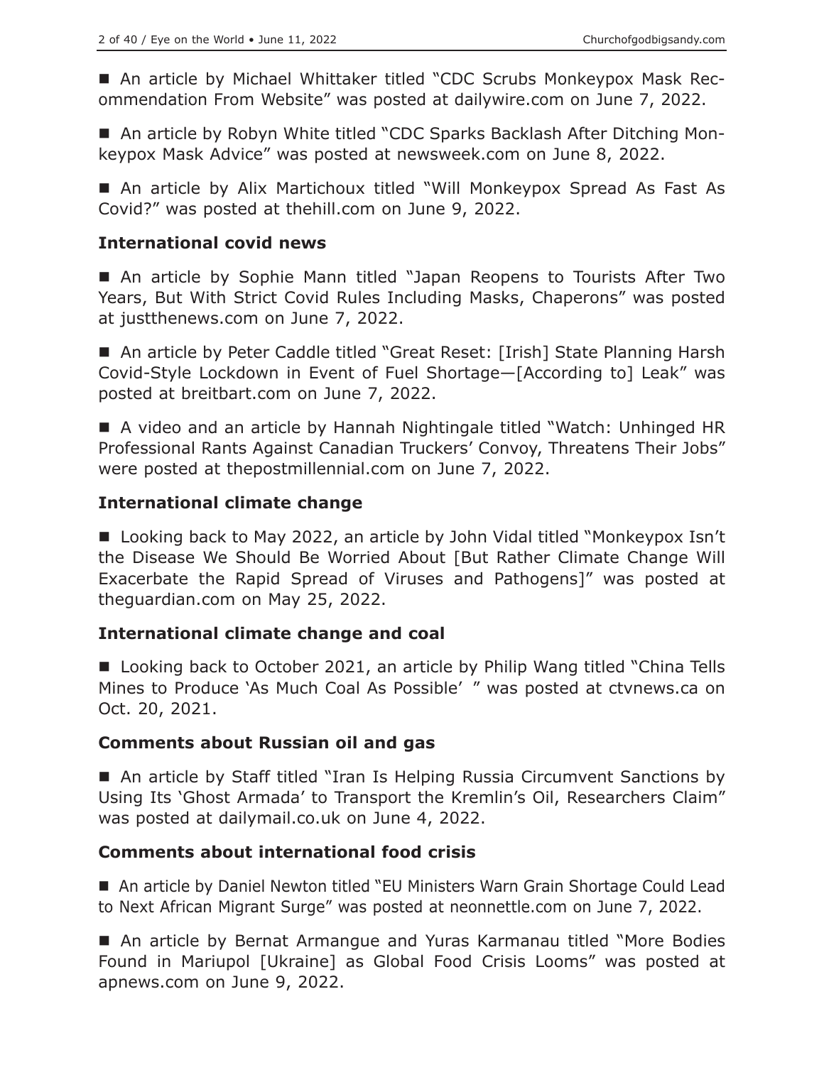■ An article by Michael Whittaker titled "CDC Scrubs Monkeypox Mask Recommendation From Website" was posted at dailywire.com on June 7, 2022.

■ An article by Robyn White titled "CDC Sparks Backlash After Ditching Monkeypox Mask Advice" was posted at newsweek.com on June 8, 2022.

■ An article by Alix Martichoux titled "Will Monkeypox Spread As Fast As Covid?" was posted at thehill.com on June 9, 2022.

### International covid news

■ An article by Sophie Mann titled "Japan Reopens to Tourists After Two Years, But With Strict Covid Rules Including Masks, Chaperons" was posted at justthenews.com on June 7, 2022.

■ An article by Peter Caddle titled "Great Reset: [Irish] State Planning Harsh Covid-Style Lockdown in Event of Fuel Shortage—[According to] Leak" was posted at breitbart.com on June 7, 2022.

■ A video and an article by Hannah Nightingale titled "Watch: Unhinged HR Professional Rants Against Canadian Truckers' Convoy, Threatens Their Jobs" were posted at thepostmillennial.com on June 7, 2022.

### International climate change

■ Looking back to May 2022, an article by John Vidal titled "Monkeypox Isn't the Disease We Should Be Worried About [But Rather Climate Change Will Exacerbate the Rapid Spread of Viruses and Pathogens]" was posted at theguardian.com on May 25, 2022.

### International climate change and coal

■ Looking back to October 2021, an article by Philip Wang titled "China Tells Mines to Produce 'As Much Coal As Possible' " was posted at ctvnews.ca on Oct. 20, 2021.

### Comments about Russian oil and gas

■ An article by Staff titled "Iran Is Helping Russia Circumvent Sanctions by Using Its 'Ghost Armada' to Transport the Kremlin's Oil, Researchers Claim" was posted at dailymail.co.uk on June 4, 2022.

### Comments about international food crisis

■ An article by Daniel Newton titled "EU Ministers Warn Grain Shortage Could Lead to Next African Migrant Surge" was posted at neonnettle.com on June 7, 2022.

■ An article by Bernat Armangue and Yuras Karmanau titled "More Bodies Found in Mariupol [Ukraine] as Global Food Crisis Looms" was posted at apnews.com on June 9, 2022.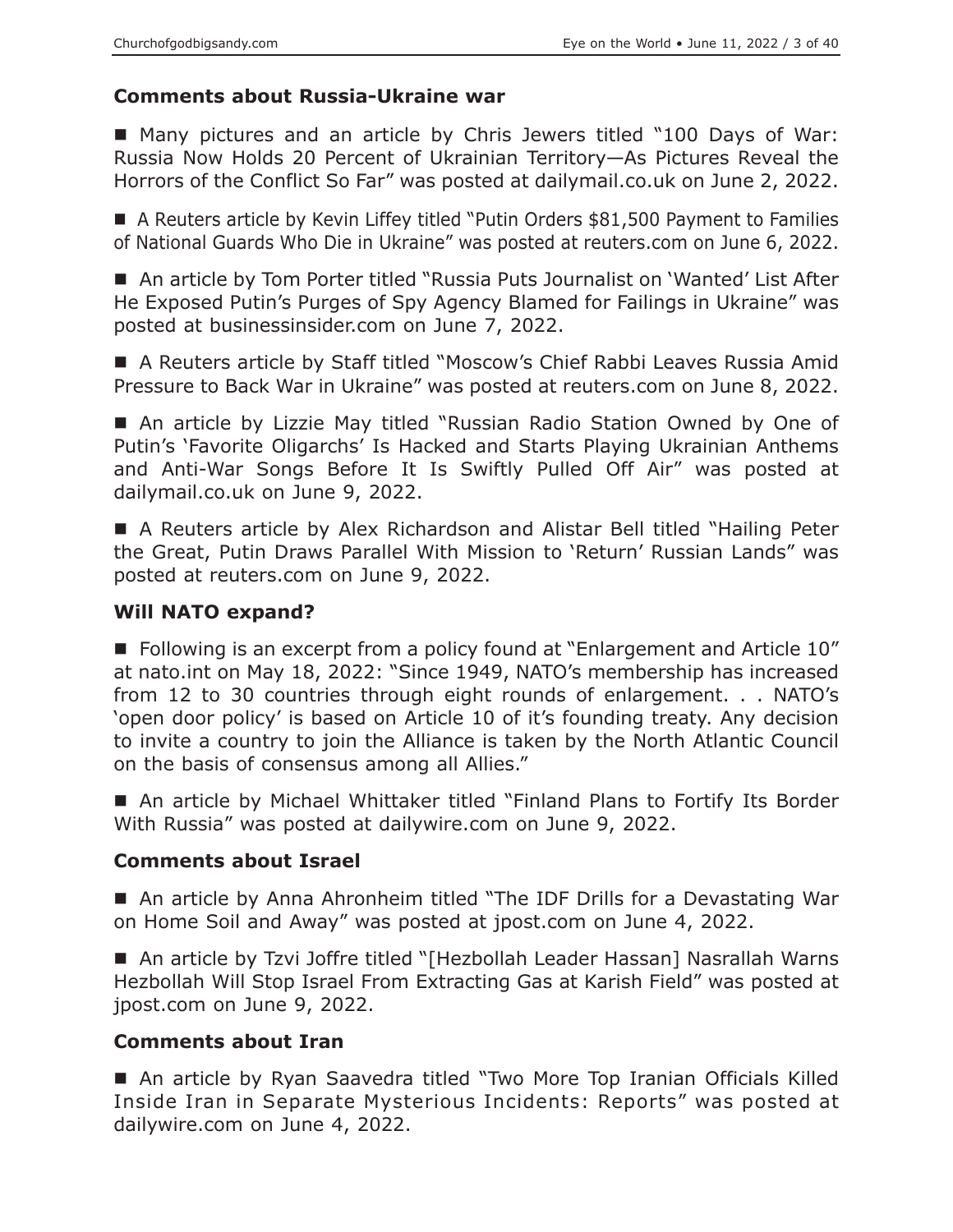### Comments about Russia-Ukraine war

■ Many pictures and an article by Chris Jewers titled "100 Days of War: Russia Now Holds 20 Percent of Ukrainian Territory—As Pictures Reveal the Horrors of the Conflict So Far" was posted at dailymail.co.uk on June 2, 2022.

■ A Reuters article by Kevin Liffey titled "Putin Orders $81,500 Payment to Families of National Guards Who Die in Ukraine" was posted at reuters.com on June 6, 2022.

■ An article by Tom Porter titled "Russia Puts Journalist on 'Wanted' List After He Exposed Putin's Purges of Spy Agency Blamed for Failings in Ukraine" was posted at businessinsider.com on June 7, 2022.

■ A Reuters article by Staff titled "Moscow's Chief Rabbi Leaves Russia Amid Pressure to Back War in Ukraine" was posted at reuters.com on June 8, 2022.

■ An article by Lizzie May titled "Russian Radio Station Owned by One of Putin's 'Favorite Oligarchs' Is Hacked and Starts Playing Ukrainian Anthems and Anti-War Songs Before It Is Swiftly Pulled Off Air" was posted at dailymail.co.uk on June 9, 2022.

■ A Reuters article by Alex Richardson and Alistar Bell titled "Hailing Peter the Great, Putin Draws Parallel With Mission to 'Return' Russian Lands" was posted at reuters.com on June 9, 2022.

### Will NATO expand?

■ Following is an excerpt from a policy found at "Enlargement and Article 10" at nato.int on May 18, 2022: "Since 1949, NATO's membership has increased from 12 to 30 countries through eight rounds of enlargement. . . NATO's 'open door policy' is based on Article 10 of it's founding treaty. Any decision to invite a country to join the Alliance is taken by the North Atlantic Council on the basis of consensus among all Allies."

■ An article by Michael Whittaker titled "Finland Plans to Fortify Its Border With Russia" was posted at dailywire.com on June 9, 2022.

### Comments about Israel

■ An article by Anna Ahronheim titled "The IDF Drills for a Devastating War on Home Soil and Away" was posted at jpost.com on June 4, 2022.

■ An article by Tzvi Joffre titled "[Hezbollah Leader Hassan] Nasrallah Warns Hezbollah Will Stop Israel From Extracting Gas at Karish Field" was posted at jpost.com on June 9, 2022.

### Comments about Iran

■ An article by Ryan Saavedra titled "Two More Top Iranian Officials Killed Inside Iran in Separate Mysterious Incidents: Reports" was posted at dailywire.com on June 4, 2022.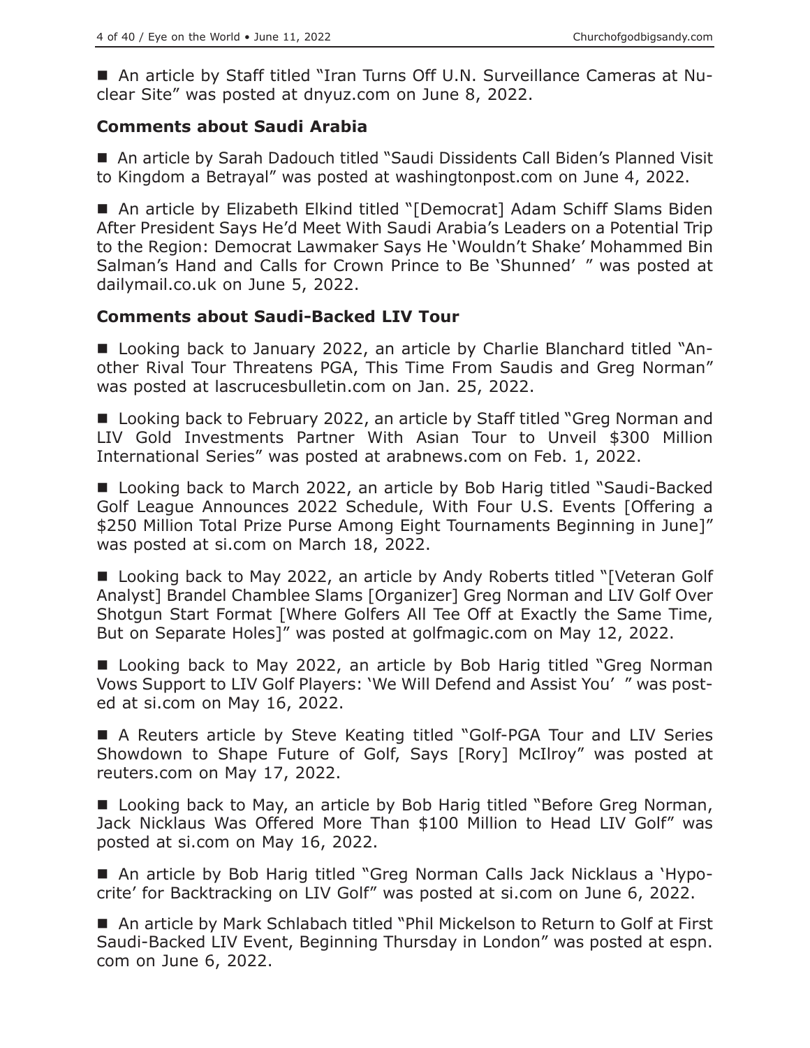■ An article by Staff titled "Iran Turns Off U.N. Surveillance Cameras at Nuclear Site" was posted at dnyuz.com on June 8, 2022.

### Comments about Saudi Arabia

■ An article by Sarah Dadouch titled "Saudi Dissidents Call Biden's Planned Visit to Kingdom a Betrayal" was posted at washingtonpost.com on June 4, 2022.

■ An article by Elizabeth Elkind titled "[Democrat] Adam Schiff Slams Biden After President Says He'd Meet With Saudi Arabia's Leaders on a Potential Trip to the Region: Democrat Lawmaker Says He 'Wouldn't Shake' Mohammed Bin Salman's Hand and Calls for Crown Prince to Be 'Shunned' " was posted at dailymail.co.uk on June 5, 2022.

### Comments about Saudi-Backed LIV Tour

■ Looking back to January 2022, an article by Charlie Blanchard titled "Another Rival Tour Threatens PGA, This Time From Saudis and Greg Norman" was posted at lascrucesbulletin.com on Jan. 25, 2022.

■ Looking back to February 2022, an article by Staff titled "Greg Norman and LIV Gold Investments Partner With Asian Tour to Unveil $300 Million International Series" was posted at arabnews.com on Feb. 1, 2022.

■ Looking back to March 2022, an article by Bob Harig titled "Saudi-Backed Golf League Announces 2022 Schedule, With Four U.S. Events [Offering a $250 Million Total Prize Purse Among Eight Tournaments Beginning in June]" was posted at si.com on March 18, 2022.

■ Looking back to May 2022, an article by Andy Roberts titled "[Veteran Golf Analyst] Brandel Chamblee Slams [Organizer] Greg Norman and LIV Golf Over Shotgun Start Format [Where Golfers All Tee Off at Exactly the Same Time, But on Separate Holes]" was posted at golfmagic.com on May 12, 2022.

■ Looking back to May 2022, an article by Bob Harig titled "Greg Norman Vows Support to LIV Golf Players: 'We Will Defend and Assist You' " was posted at si.com on May 16, 2022.

■ A Reuters article by Steve Keating titled "Golf-PGA Tour and LIV Series Showdown to Shape Future of Golf, Says [Rory] McIlroy" was posted at reuters.com on May 17, 2022.

■ Looking back to May, an article by Bob Harig titled "Before Greg Norman, Jack Nicklaus Was Offered More Than $100 Million to Head LIV Golf" was posted at si.com on May 16, 2022.

■ An article by Bob Harig titled "Greg Norman Calls Jack Nicklaus a 'Hypocrite' for Backtracking on LIV Golf" was posted at si.com on June 6, 2022.

■ An article by Mark Schlabach titled "Phil Mickelson to Return to Golf at First Saudi-Backed LIV Event, Beginning Thursday in London" was posted at espn.com on June 6, 2022.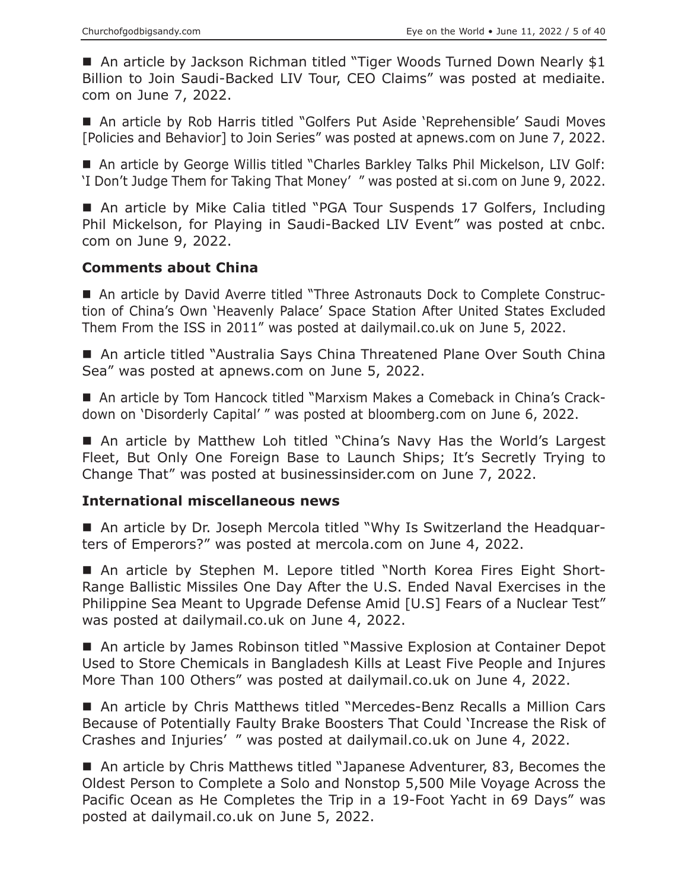■ An article by Jackson Richman titled "Tiger Woods Turned Down Nearly $1 Billion to Join Saudi-Backed LIV Tour, CEO Claims" was posted at mediaite.com on June 7, 2022.

■ An article by Rob Harris titled "Golfers Put Aside 'Reprehensible' Saudi Moves [Policies and Behavior] to Join Series" was posted at apnews.com on June 7, 2022.

■ An article by George Willis titled "Charles Barkley Talks Phil Mickelson, LIV Golf: 'I Don't Judge Them for Taking That Money' " was posted at si.com on June 9, 2022.

■ An article by Mike Calia titled "PGA Tour Suspends 17 Golfers, Including Phil Mickelson, for Playing in Saudi-Backed LIV Event" was posted at cnbc.com on June 9, 2022.

### Comments about China

■ An article by David Averre titled "Three Astronauts Dock to Complete Construction of China's Own 'Heavenly Palace' Space Station After United States Excluded Them From the ISS in 2011" was posted at dailymail.co.uk on June 5, 2022.

■ An article titled "Australia Says China Threatened Plane Over South China Sea" was posted at apnews.com on June 5, 2022.

■ An article by Tom Hancock titled "Marxism Makes a Comeback in China's Crackdown on 'Disorderly Capital' " was posted at bloomberg.com on June 6, 2022.

■ An article by Matthew Loh titled "China's Navy Has the World's Largest Fleet, But Only One Foreign Base to Launch Ships; It's Secretly Trying to Change That" was posted at businessinsider.com on June 7, 2022.

### International miscellaneous news

■ An article by Dr. Joseph Mercola titled "Why Is Switzerland the Headquarters of Emperors?" was posted at mercola.com on June 4, 2022.

■ An article by Stephen M. Lepore titled "North Korea Fires Eight Short-Range Ballistic Missiles One Day After the U.S. Ended Naval Exercises in the Philippine Sea Meant to Upgrade Defense Amid [U.S] Fears of a Nuclear Test" was posted at dailymail.co.uk on June 4, 2022.

■ An article by James Robinson titled "Massive Explosion at Container Depot Used to Store Chemicals in Bangladesh Kills at Least Five People and Injures More Than 100 Others" was posted at dailymail.co.uk on June 4, 2022.

■ An article by Chris Matthews titled "Mercedes-Benz Recalls a Million Cars Because of Potentially Faulty Brake Boosters That Could 'Increase the Risk of Crashes and Injuries' " was posted at dailymail.co.uk on June 4, 2022.

■ An article by Chris Matthews titled "Japanese Adventurer, 83, Becomes the Oldest Person to Complete a Solo and Nonstop 5,500 Mile Voyage Across the Pacific Ocean as He Completes the Trip in a 19-Foot Yacht in 69 Days" was posted at dailymail.co.uk on June 5, 2022.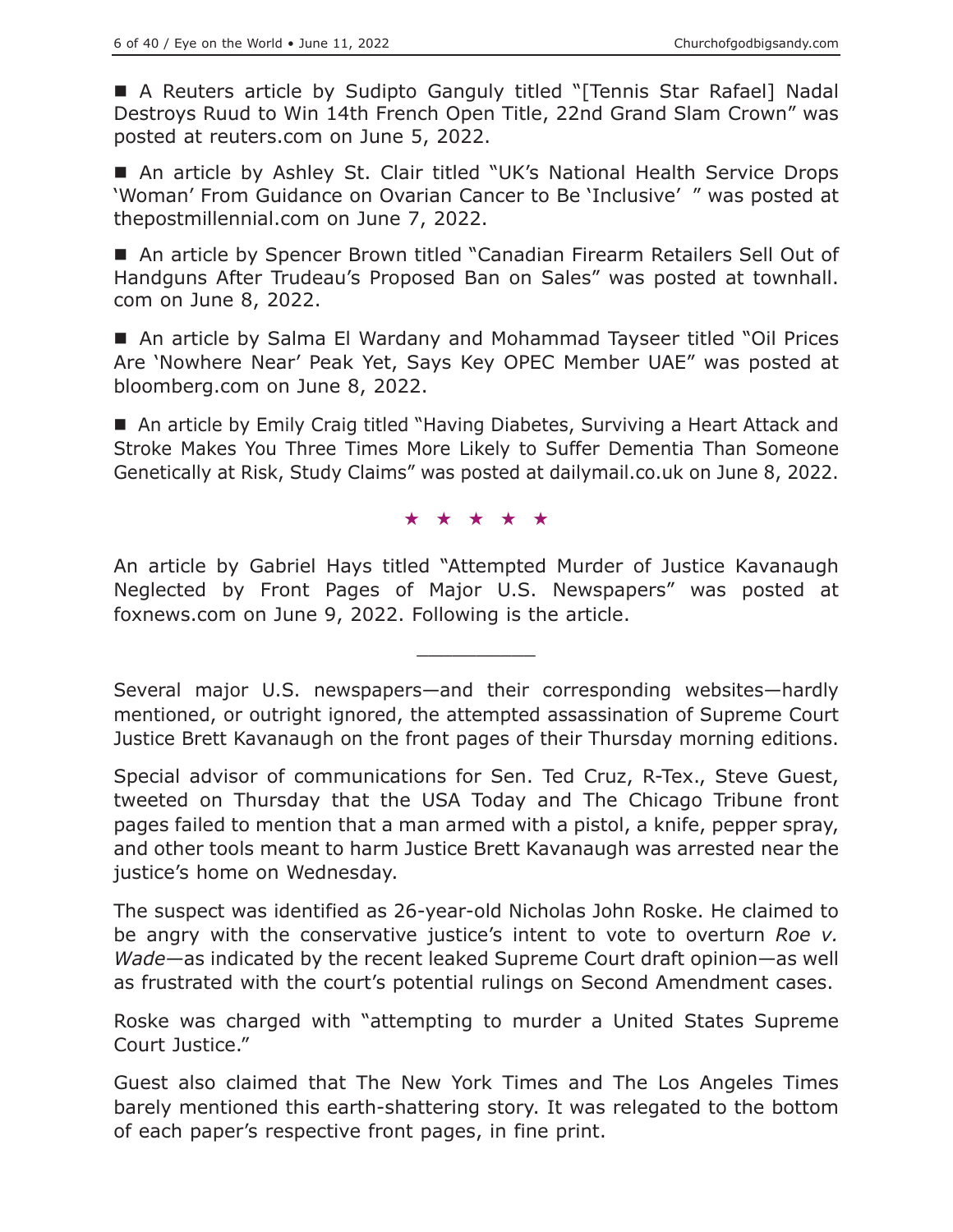■ A Reuters article by Sudipto Ganguly titled "[Tennis Star Rafael] Nadal Destroys Ruud to Win 14th French Open Title, 22nd Grand Slam Crown" was posted at reuters.com on June 5, 2022.

■ An article by Ashley St. Clair titled "UK's National Health Service Drops 'Woman' From Guidance on Ovarian Cancer to Be 'Inclusive' " was posted at thepostmillennial.com on June 7, 2022.

■ An article by Spencer Brown titled "Canadian Firearm Retailers Sell Out of Handguns After Trudeau's Proposed Ban on Sales" was posted at townhall.com on June 8, 2022.

■ An article by Salma El Wardany and Mohammad Tayseer titled "Oil Prices Are 'Nowhere Near' Peak Yet, Says Key OPEC Member UAE" was posted at bloomberg.com on June 8, 2022.

■ An article by Emily Craig titled "Having Diabetes, Surviving a Heart Attack and Stroke Makes You Three Times More Likely to Suffer Dementia Than Someone Genetically at Risk, Study Claims" was posted at dailymail.co.uk on June 8, 2022.

★ ★ ★ ★ ★

An article by Gabriel Hays titled "Attempted Murder of Justice Kavanaugh Neglected by Front Pages of Major U.S. Newspapers" was posted at foxnews.com on June 9, 2022. Following is the article.

---

Several major U.S. newspapers—and their corresponding websites—hardly mentioned, or outright ignored, the attempted assassination of Supreme Court Justice Brett Kavanaugh on the front pages of their Thursday morning editions.

Special advisor of communications for Sen. Ted Cruz, R-Tex., Steve Guest, tweeted on Thursday that the USA Today and The Chicago Tribune front pages failed to mention that a man armed with a pistol, a knife, pepper spray, and other tools meant to harm Justice Brett Kavanaugh was arrested near the justice's home on Wednesday.

The suspect was identified as 26-year-old Nicholas John Roske. He claimed to be angry with the conservative justice's intent to vote to overturn *Roe v. Wade*—as indicated by the recent leaked Supreme Court draft opinion—as well as frustrated with the court's potential rulings on Second Amendment cases.

Roske was charged with "attempting to murder a United States Supreme Court Justice."

Guest also claimed that The New York Times and The Los Angeles Times barely mentioned this earth-shattering story. It was relegated to the bottom of each paper's respective front pages, in fine print.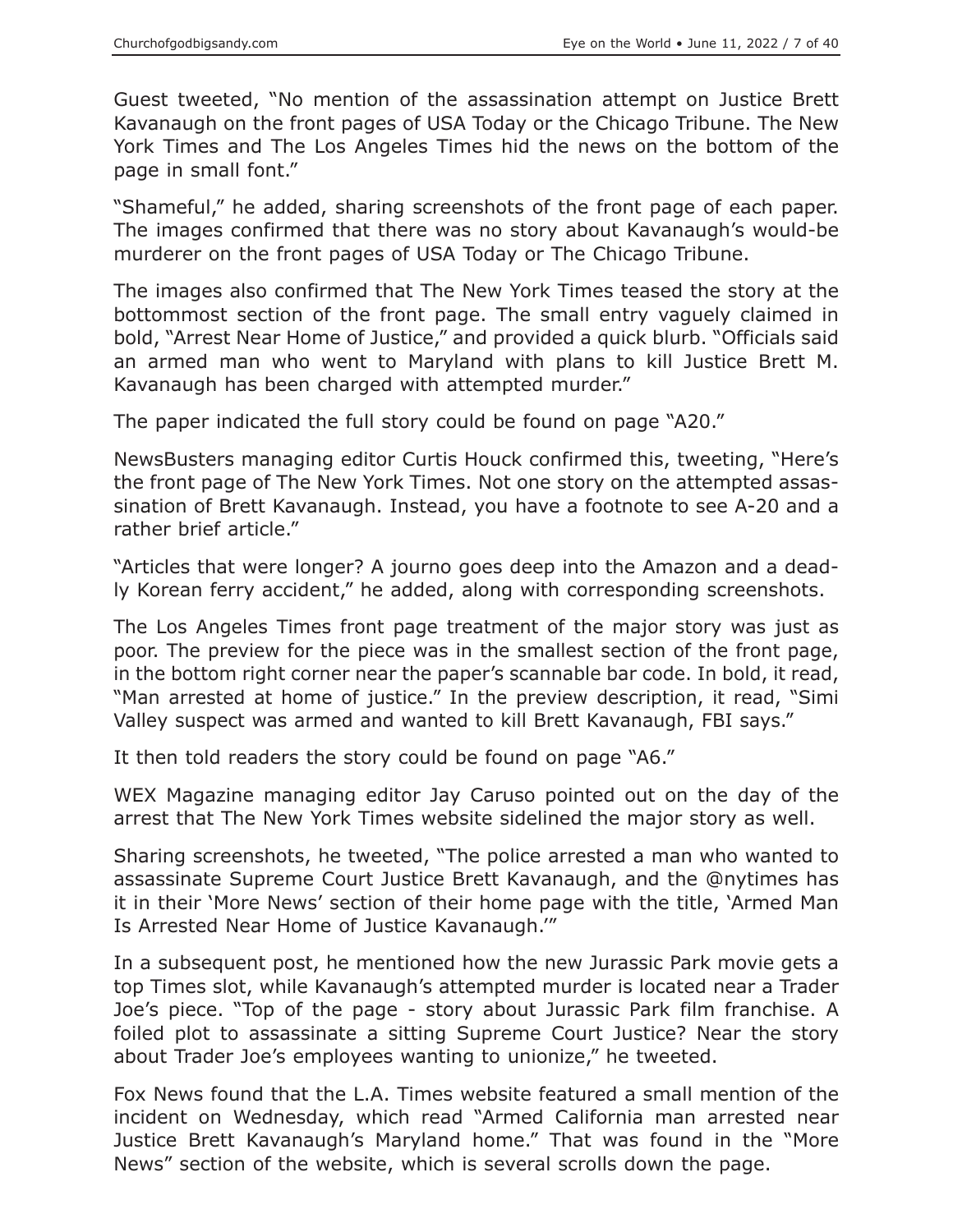Guest tweeted, "No mention of the assassination attempt on Justice Brett Kavanaugh on the front pages of USA Today or the Chicago Tribune. The New York Times and The Los Angeles Times hid the news on the bottom of the page in small font."

"Shameful," he added, sharing screenshots of the front page of each paper. The images confirmed that there was no story about Kavanaugh's would-be murderer on the front pages of USA Today or The Chicago Tribune.

The images also confirmed that The New York Times teased the story at the bottommost section of the front page. The small entry vaguely claimed in bold, "Arrest Near Home of Justice," and provided a quick blurb. "Officials said an armed man who went to Maryland with plans to kill Justice Brett M. Kavanaugh has been charged with attempted murder."

The paper indicated the full story could be found on page "A20."

NewsBusters managing editor Curtis Houck confirmed this, tweeting, "Here's the front page of The New York Times. Not one story on the attempted assassination of Brett Kavanaugh. Instead, you have a footnote to see A-20 and a rather brief article."

"Articles that were longer? A journo goes deep into the Amazon and a deadly Korean ferry accident," he added, along with corresponding screenshots.

The Los Angeles Times front page treatment of the major story was just as poor. The preview for the piece was in the smallest section of the front page, in the bottom right corner near the paper's scannable bar code. In bold, it read, "Man arrested at home of justice." In the preview description, it read, "Simi Valley suspect was armed and wanted to kill Brett Kavanaugh, FBI says."

It then told readers the story could be found on page "A6."

WEX Magazine managing editor Jay Caruso pointed out on the day of the arrest that The New York Times website sidelined the major story as well.

Sharing screenshots, he tweeted, "The police arrested a man who wanted to assassinate Supreme Court Justice Brett Kavanaugh, and the @nytimes has it in their 'More News' section of their home page with the title, 'Armed Man Is Arrested Near Home of Justice Kavanaugh.'"

In a subsequent post, he mentioned how the new Jurassic Park movie gets a top Times slot, while Kavanaugh's attempted murder is located near a Trader Joe's piece. "Top of the page - story about Jurassic Park film franchise. A foiled plot to assassinate a sitting Supreme Court Justice? Near the story about Trader Joe's employees wanting to unionize," he tweeted.

Fox News found that the L.A. Times website featured a small mention of the incident on Wednesday, which read "Armed California man arrested near Justice Brett Kavanaugh's Maryland home." That was found in the "More News" section of the website, which is several scrolls down the page.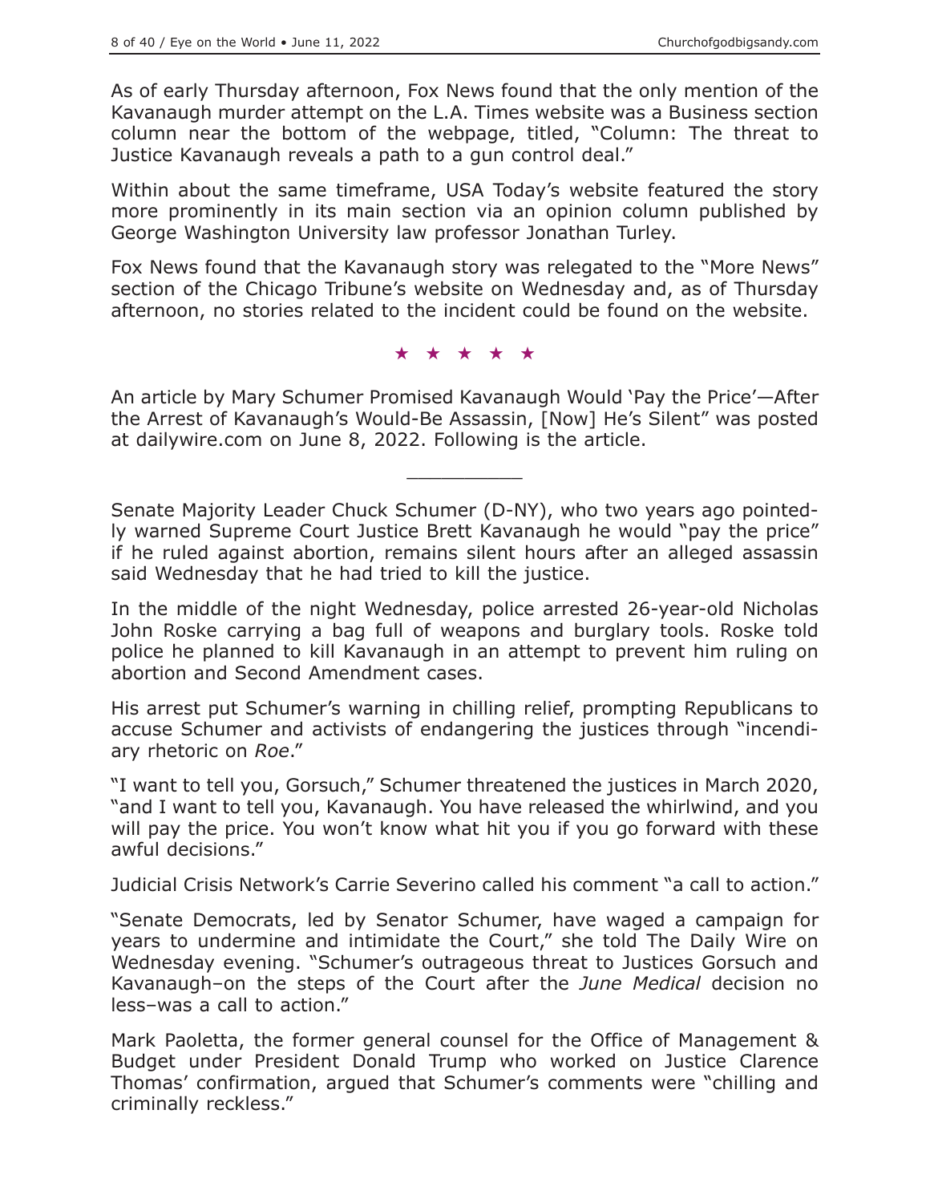As of early Thursday afternoon, Fox News found that the only mention of the Kavanaugh murder attempt on the L.A. Times website was a Business section column near the bottom of the webpage, titled, "Column: The threat to Justice Kavanaugh reveals a path to a gun control deal."

Within about the same timeframe, USA Today's website featured the story more prominently in its main section via an opinion column published by George Washington University law professor Jonathan Turley.

Fox News found that the Kavanaugh story was relegated to the "More News" section of the Chicago Tribune's website on Wednesday and, as of Thursday afternoon, no stories related to the incident could be found on the website.

★ ★ ★ ★ ★

An article by Mary Schumer Promised Kavanaugh Would 'Pay the Price'—After the Arrest of Kavanaugh's Would-Be Assassin, [Now] He's Silent" was posted at dailywire.com on June 8, 2022. Following is the article.

---

Senate Majority Leader Chuck Schumer (D-NY), who two years ago pointedly warned Supreme Court Justice Brett Kavanaugh he would "pay the price" if he ruled against abortion, remains silent hours after an alleged assassin said Wednesday that he had tried to kill the justice.

In the middle of the night Wednesday, police arrested 26-year-old Nicholas John Roske carrying a bag full of weapons and burglary tools. Roske told police he planned to kill Kavanaugh in an attempt to prevent him ruling on abortion and Second Amendment cases.

His arrest put Schumer's warning in chilling relief, prompting Republicans to accuse Schumer and activists of endangering the justices through "incendiary rhetoric on *Roe*."

"I want to tell you, Gorsuch," Schumer threatened the justices in March 2020, "and I want to tell you, Kavanaugh. You have released the whirlwind, and you will pay the price. You won't know what hit you if you go forward with these awful decisions."

Judicial Crisis Network's Carrie Severino called his comment "a call to action."

"Senate Democrats, led by Senator Schumer, have waged a campaign for years to undermine and intimidate the Court," she told The Daily Wire on Wednesday evening. "Schumer's outrageous threat to Justices Gorsuch and Kavanaugh–on the steps of the Court after the *June Medical* decision no less–was a call to action."

Mark Paoletta, the former general counsel for the Office of Management & Budget under President Donald Trump who worked on Justice Clarence Thomas' confirmation, argued that Schumer's comments were "chilling and criminally reckless."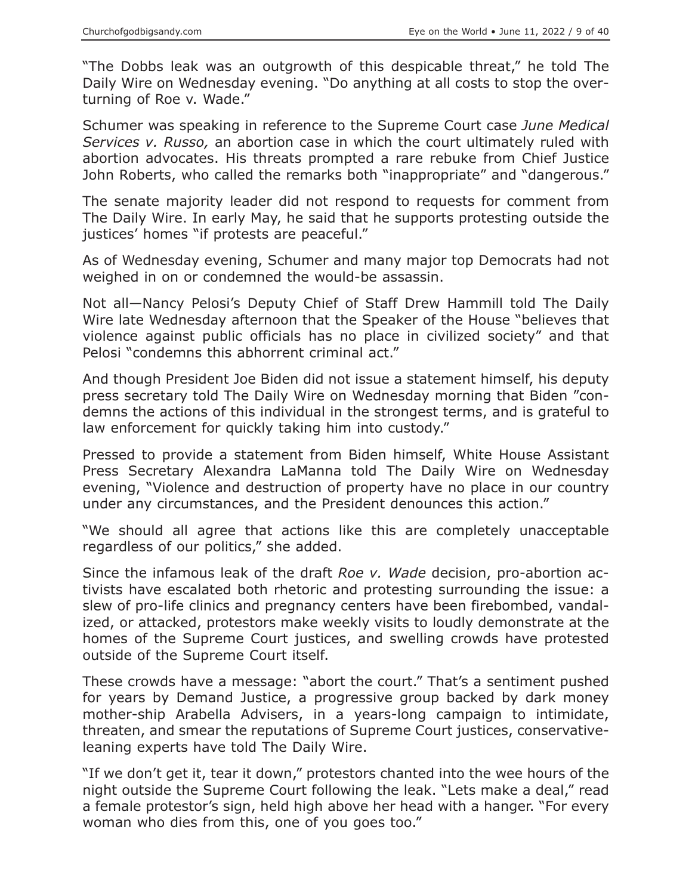"The Dobbs leak was an outgrowth of this despicable threat," he told The Daily Wire on Wednesday evening. "Do anything at all costs to stop the overturning of Roe v. Wade."

Schumer was speaking in reference to the Supreme Court case *June Medical Services v. Russo,* an abortion case in which the court ultimately ruled with abortion advocates. His threats prompted a rare rebuke from Chief Justice John Roberts, who called the remarks both "inappropriate" and "dangerous."

The senate majority leader did not respond to requests for comment from The Daily Wire. In early May, he said that he supports protesting outside the justices' homes "if protests are peaceful."

As of Wednesday evening, Schumer and many major top Democrats had not weighed in on or condemned the would-be assassin.

Not all—Nancy Pelosi's Deputy Chief of Staff Drew Hammill told The Daily Wire late Wednesday afternoon that the Speaker of the House "believes that violence against public officials has no place in civilized society" and that Pelosi "condemns this abhorrent criminal act."

And though President Joe Biden did not issue a statement himself, his deputy press secretary told The Daily Wire on Wednesday morning that Biden "condemns the actions of this individual in the strongest terms, and is grateful to law enforcement for quickly taking him into custody."

Pressed to provide a statement from Biden himself, White House Assistant Press Secretary Alexandra LaManna told The Daily Wire on Wednesday evening, "Violence and destruction of property have no place in our country under any circumstances, and the President denounces this action."

"We should all agree that actions like this are completely unacceptable regardless of our politics," she added.

Since the infamous leak of the draft *Roe v. Wade* decision, pro-abortion activists have escalated both rhetoric and protesting surrounding the issue: a slew of pro-life clinics and pregnancy centers have been firebombed, vandalized, or attacked, protestors make weekly visits to loudly demonstrate at the homes of the Supreme Court justices, and swelling crowds have protested outside of the Supreme Court itself.

These crowds have a message: "abort the court." That's a sentiment pushed for years by Demand Justice, a progressive group backed by dark money mother-ship Arabella Advisers, in a years-long campaign to intimidate, threaten, and smear the reputations of Supreme Court justices, conservative-leaning experts have told The Daily Wire.

"If we don't get it, tear it down," protestors chanted into the wee hours of the night outside the Supreme Court following the leak. "Lets make a deal," read a female protestor's sign, held high above her head with a hanger. "For every woman who dies from this, one of you goes too."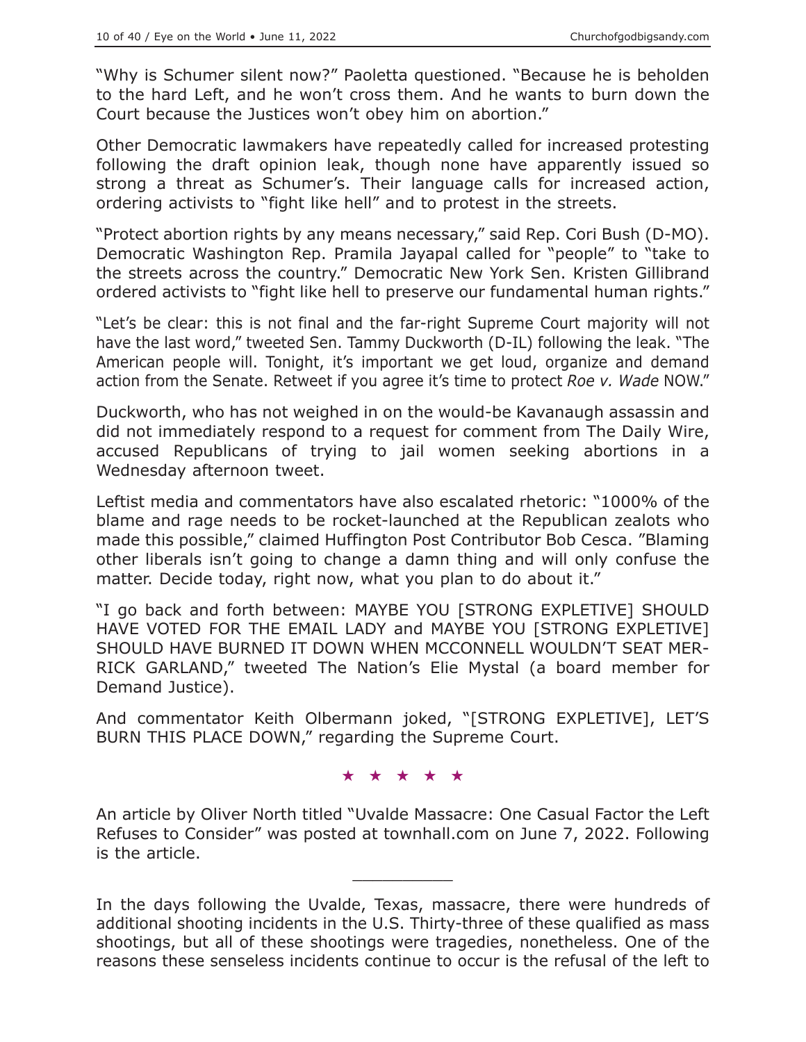"Why is Schumer silent now?" Paoletta questioned. "Because he is beholden to the hard Left, and he won't cross them. And he wants to burn down the Court because the Justices won't obey him on abortion."

Other Democratic lawmakers have repeatedly called for increased protesting following the draft opinion leak, though none have apparently issued so strong a threat as Schumer's. Their language calls for increased action, ordering activists to "fight like hell" and to protest in the streets.

"Protect abortion rights by any means necessary," said Rep. Cori Bush (D-MO). Democratic Washington Rep. Pramila Jayapal called for "people" to "take to the streets across the country." Democratic New York Sen. Kristen Gillibrand ordered activists to "fight like hell to preserve our fundamental human rights."

"Let's be clear: this is not final and the far-right Supreme Court majority will not have the last word," tweeted Sen. Tammy Duckworth (D-IL) following the leak. "The American people will. Tonight, it's important we get loud, organize and demand action from the Senate. Retweet if you agree it's time to protect *Roe v. Wade* NOW."

Duckworth, who has not weighed in on the would-be Kavanaugh assassin and did not immediately respond to a request for comment from The Daily Wire, accused Republicans of trying to jail women seeking abortions in a Wednesday afternoon tweet.

Leftist media and commentators have also escalated rhetoric: "1000% of the blame and rage needs to be rocket-launched at the Republican zealots who made this possible," claimed Huffington Post Contributor Bob Cesca. "Blaming other liberals isn't going to change a damn thing and will only confuse the matter. Decide today, right now, what you plan to do about it."

"I go back and forth between: MAYBE YOU [STRONG EXPLETIVE] SHOULD HAVE VOTED FOR THE EMAIL LADY and MAYBE YOU [STRONG EXPLETIVE] SHOULD HAVE BURNED IT DOWN WHEN MCCONNELL WOULDN'T SEAT MERRICK GARLAND," tweeted The Nation's Elie Mystal (a board member for Demand Justice).

And commentator Keith Olbermann joked, "[STRONG EXPLETIVE], LET'S BURN THIS PLACE DOWN," regarding the Supreme Court.

★ ★ ★ ★ ★

An article by Oliver North titled "Uvalde Massacre: One Casual Factor the Left Refuses to Consider" was posted at townhall.com on June 7, 2022. Following is the article.

---

In the days following the Uvalde, Texas, massacre, there were hundreds of additional shooting incidents in the U.S. Thirty-three of these qualified as mass shootings, but all of these shootings were tragedies, nonetheless. One of the reasons these senseless incidents continue to occur is the refusal of the left to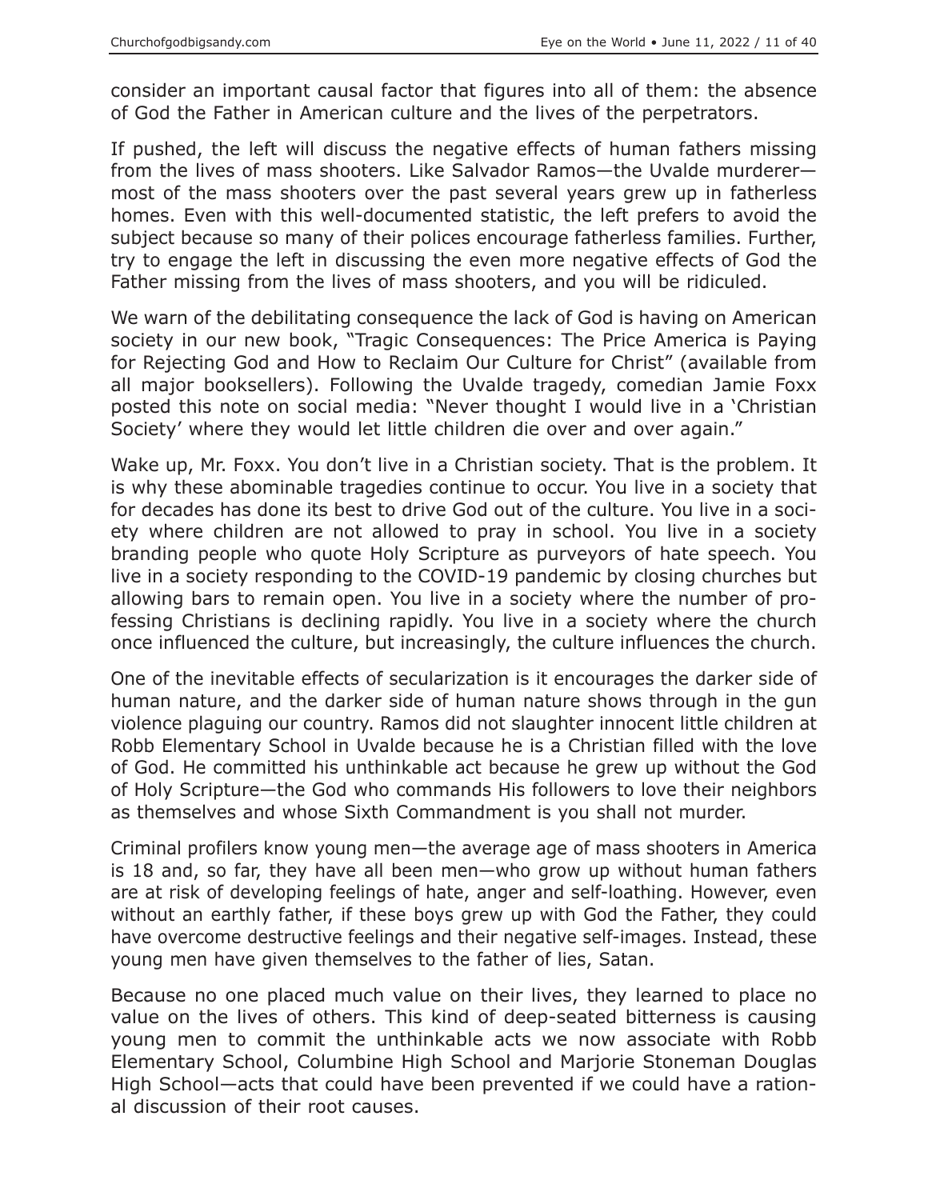consider an important causal factor that figures into all of them: the absence of God the Father in American culture and the lives of the perpetrators.

If pushed, the left will discuss the negative effects of human fathers missing from the lives of mass shooters. Like Salvador Ramos—the Uvalde murderer—most of the mass shooters over the past several years grew up in fatherless homes. Even with this well-documented statistic, the left prefers to avoid the subject because so many of their polices encourage fatherless families. Further, try to engage the left in discussing the even more negative effects of God the Father missing from the lives of mass shooters, and you will be ridiculed.

We warn of the debilitating consequence the lack of God is having on American society in our new book, "Tragic Consequences: The Price America is Paying for Rejecting God and How to Reclaim Our Culture for Christ" (available from all major booksellers). Following the Uvalde tragedy, comedian Jamie Foxx posted this note on social media: "Never thought I would live in a 'Christian Society' where they would let little children die over and over again."

Wake up, Mr. Foxx. You don't live in a Christian society. That is the problem. It is why these abominable tragedies continue to occur. You live in a society that for decades has done its best to drive God out of the culture. You live in a society where children are not allowed to pray in school. You live in a society branding people who quote Holy Scripture as purveyors of hate speech. You live in a society responding to the COVID-19 pandemic by closing churches but allowing bars to remain open. You live in a society where the number of professing Christians is declining rapidly. You live in a society where the church once influenced the culture, but increasingly, the culture influences the church.

One of the inevitable effects of secularization is it encourages the darker side of human nature, and the darker side of human nature shows through in the gun violence plaguing our country. Ramos did not slaughter innocent little children at Robb Elementary School in Uvalde because he is a Christian filled with the love of God. He committed his unthinkable act because he grew up without the God of Holy Scripture—the God who commands His followers to love their neighbors as themselves and whose Sixth Commandment is you shall not murder.

Criminal profilers know young men—the average age of mass shooters in America is 18 and, so far, they have all been men—who grow up without human fathers are at risk of developing feelings of hate, anger and self-loathing. However, even without an earthly father, if these boys grew up with God the Father, they could have overcome destructive feelings and their negative self-images. Instead, these young men have given themselves to the father of lies, Satan.

Because no one placed much value on their lives, they learned to place no value on the lives of others. This kind of deep-seated bitterness is causing young men to commit the unthinkable acts we now associate with Robb Elementary School, Columbine High School and Marjorie Stoneman Douglas High School—acts that could have been prevented if we could have a rational discussion of their root causes.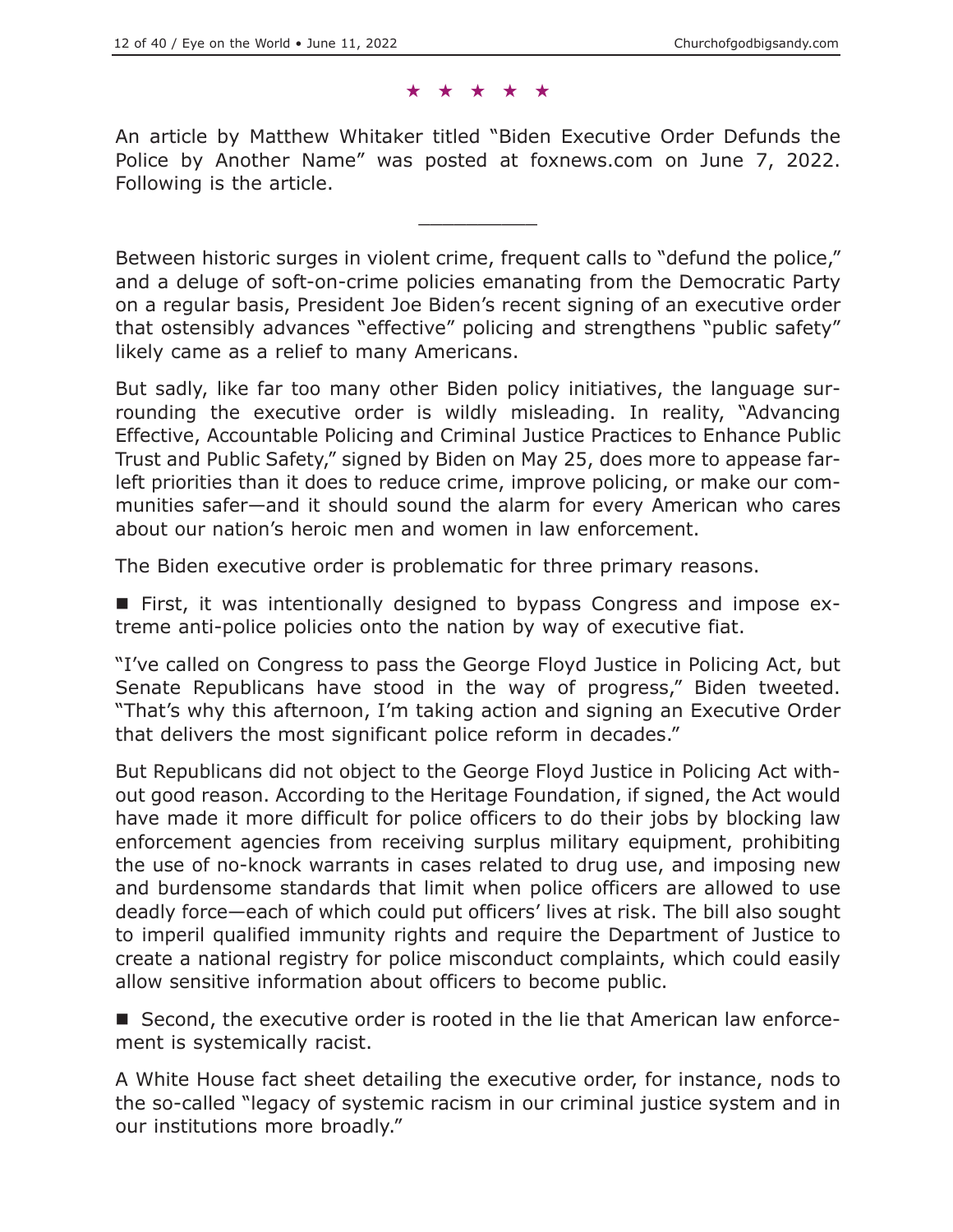★ ★ ★ ★ ★

An article by Matthew Whitaker titled "Biden Executive Order Defunds the Police by Another Name" was posted at foxnews.com on June 7, 2022. Following is the article.

---

Between historic surges in violent crime, frequent calls to "defund the police," and a deluge of soft-on-crime policies emanating from the Democratic Party on a regular basis, President Joe Biden's recent signing of an executive order that ostensibly advances "effective" policing and strengthens "public safety" likely came as a relief to many Americans.

But sadly, like far too many other Biden policy initiatives, the language surrounding the executive order is wildly misleading. In reality, "Advancing Effective, Accountable Policing and Criminal Justice Practices to Enhance Public Trust and Public Safety," signed by Biden on May 25, does more to appease far-left priorities than it does to reduce crime, improve policing, or make our communities safer—and it should sound the alarm for every American who cares about our nation's heroic men and women in law enforcement.

The Biden executive order is problematic for three primary reasons.

■ First, it was intentionally designed to bypass Congress and impose extreme anti-police policies onto the nation by way of executive fiat.

"I've called on Congress to pass the George Floyd Justice in Policing Act, but Senate Republicans have stood in the way of progress," Biden tweeted. "That's why this afternoon, I'm taking action and signing an Executive Order that delivers the most significant police reform in decades."

But Republicans did not object to the George Floyd Justice in Policing Act without good reason. According to the Heritage Foundation, if signed, the Act would have made it more difficult for police officers to do their jobs by blocking law enforcement agencies from receiving surplus military equipment, prohibiting the use of no-knock warrants in cases related to drug use, and imposing new and burdensome standards that limit when police officers are allowed to use deadly force—each of which could put officers' lives at risk. The bill also sought to imperil qualified immunity rights and require the Department of Justice to create a national registry for police misconduct complaints, which could easily allow sensitive information about officers to become public.

■ Second, the executive order is rooted in the lie that American law enforcement is systemically racist.

A White House fact sheet detailing the executive order, for instance, nods to the so-called "legacy of systemic racism in our criminal justice system and in our institutions more broadly."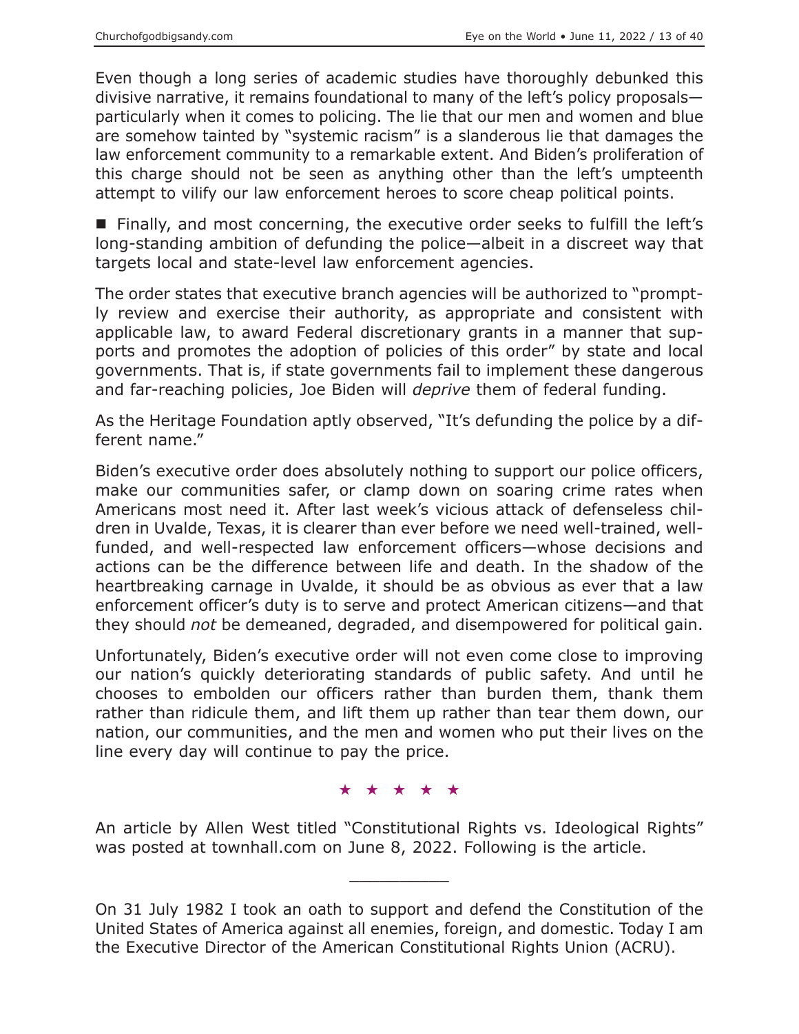Even though a long series of academic studies have thoroughly debunked this divisive narrative, it remains foundational to many of the left's policy proposals—particularly when it comes to policing. The lie that our men and women and blue are somehow tainted by "systemic racism" is a slanderous lie that damages the law enforcement community to a remarkable extent. And Biden's proliferation of this charge should not be seen as anything other than the left's umpteenth attempt to vilify our law enforcement heroes to score cheap political points.

■ Finally, and most concerning, the executive order seeks to fulfill the left's long-standing ambition of defunding the police—albeit in a discreet way that targets local and state-level law enforcement agencies.

The order states that executive branch agencies will be authorized to "promptly review and exercise their authority, as appropriate and consistent with applicable law, to award Federal discretionary grants in a manner that supports and promotes the adoption of policies of this order" by state and local governments. That is, if state governments fail to implement these dangerous and far-reaching policies, Joe Biden will *deprive* them of federal funding.

As the Heritage Foundation aptly observed, "It's defunding the police by a different name."

Biden's executive order does absolutely nothing to support our police officers, make our communities safer, or clamp down on soaring crime rates when Americans most need it. After last week's vicious attack of defenseless children in Uvalde, Texas, it is clearer than ever before we need well-trained, well-funded, and well-respected law enforcement officers—whose decisions and actions can be the difference between life and death. In the shadow of the heartbreaking carnage in Uvalde, it should be as obvious as ever that a law enforcement officer's duty is to serve and protect American citizens—and that they should *not* be demeaned, degraded, and disempowered for political gain.

Unfortunately, Biden's executive order will not even come close to improving our nation's quickly deteriorating standards of public safety. And until he chooses to embolden our officers rather than burden them, thank them rather than ridicule them, and lift them up rather than tear them down, our nation, our communities, and the men and women who put their lives on the line every day will continue to pay the price.

★ ★ ★ ★ ★

An article by Allen West titled "Constitutional Rights vs. Ideological Rights" was posted at townhall.com on June 8, 2022. Following is the article.

---

On 31 July 1982 I took an oath to support and defend the Constitution of the United States of America against all enemies, foreign, and domestic. Today I am the Executive Director of the American Constitutional Rights Union (ACRU).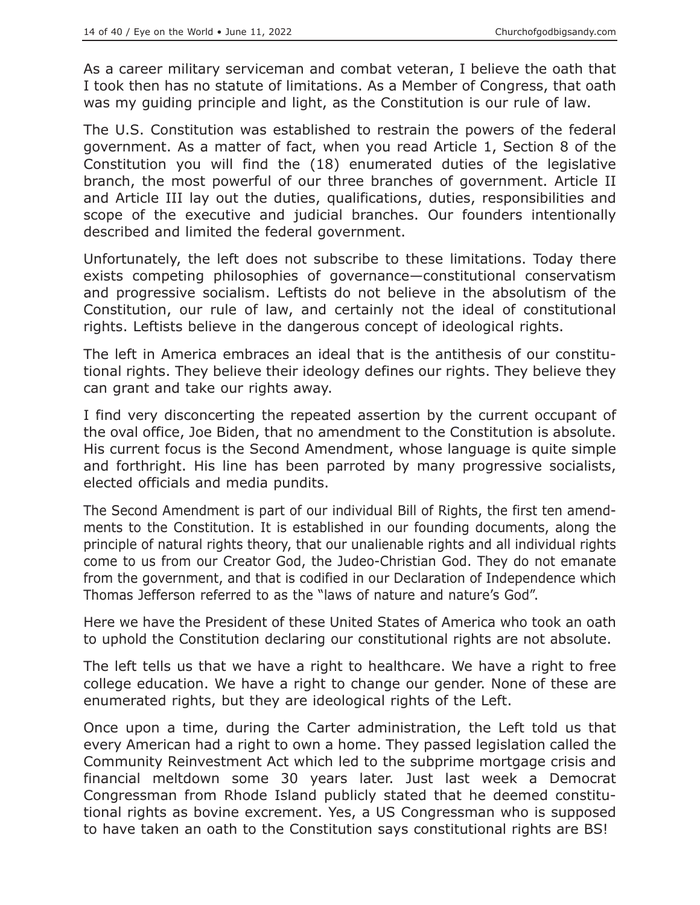As a career military serviceman and combat veteran, I believe the oath that I took then has no statute of limitations. As a Member of Congress, that oath was my guiding principle and light, as the Constitution is our rule of law.

The U.S. Constitution was established to restrain the powers of the federal government. As a matter of fact, when you read Article 1, Section 8 of the Constitution you will find the (18) enumerated duties of the legislative branch, the most powerful of our three branches of government. Article II and Article III lay out the duties, qualifications, duties, responsibilities and scope of the executive and judicial branches. Our founders intentionally described and limited the federal government.

Unfortunately, the left does not subscribe to these limitations. Today there exists competing philosophies of governance—constitutional conservatism and progressive socialism. Leftists do not believe in the absolutism of the Constitution, our rule of law, and certainly not the ideal of constitutional rights. Leftists believe in the dangerous concept of ideological rights.

The left in America embraces an ideal that is the antithesis of our constitutional rights. They believe their ideology defines our rights. They believe they can grant and take our rights away.

I find very disconcerting the repeated assertion by the current occupant of the oval office, Joe Biden, that no amendment to the Constitution is absolute. His current focus is the Second Amendment, whose language is quite simple and forthright. His line has been parroted by many progressive socialists, elected officials and media pundits.

The Second Amendment is part of our individual Bill of Rights, the first ten amendments to the Constitution. It is established in our founding documents, along the principle of natural rights theory, that our unalienable rights and all individual rights come to us from our Creator God, the Judeo-Christian God. They do not emanate from the government, and that is codified in our Declaration of Independence which Thomas Jefferson referred to as the "laws of nature and nature's God".

Here we have the President of these United States of America who took an oath to uphold the Constitution declaring our constitutional rights are not absolute.

The left tells us that we have a right to healthcare. We have a right to free college education. We have a right to change our gender. None of these are enumerated rights, but they are ideological rights of the Left.

Once upon a time, during the Carter administration, the Left told us that every American had a right to own a home. They passed legislation called the Community Reinvestment Act which led to the subprime mortgage crisis and financial meltdown some 30 years later. Just last week a Democrat Congressman from Rhode Island publicly stated that he deemed constitutional rights as bovine excrement. Yes, a US Congressman who is supposed to have taken an oath to the Constitution says constitutional rights are BS!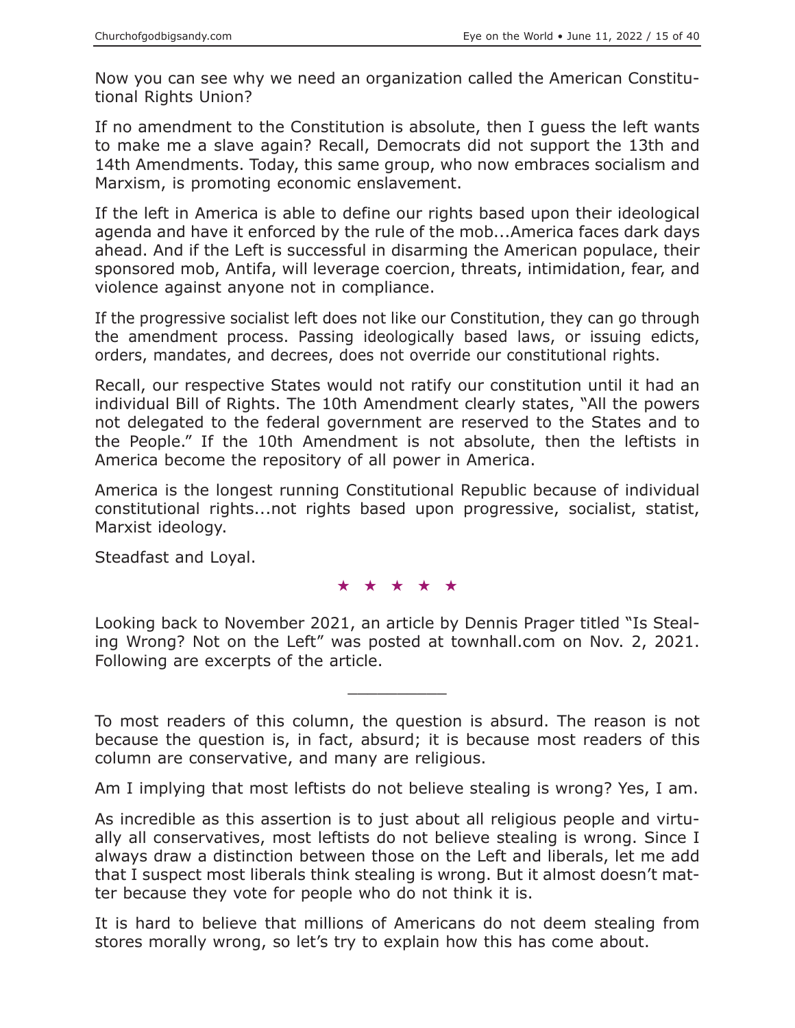Now you can see why we need an organization called the American Constitutional Rights Union?

If no amendment to the Constitution is absolute, then I guess the left wants to make me a slave again? Recall, Democrats did not support the 13th and 14th Amendments. Today, this same group, who now embraces socialism and Marxism, is promoting economic enslavement.

If the left in America is able to define our rights based upon their ideological agenda and have it enforced by the rule of the mob...America faces dark days ahead. And if the Left is successful in disarming the American populace, their sponsored mob, Antifa, will leverage coercion, threats, intimidation, fear, and violence against anyone not in compliance.

If the progressive socialist left does not like our Constitution, they can go through the amendment process. Passing ideologically based laws, or issuing edicts, orders, mandates, and decrees, does not override our constitutional rights.

Recall, our respective States would not ratify our constitution until it had an individual Bill of Rights. The 10th Amendment clearly states, "All the powers not delegated to the federal government are reserved to the States and to the People." If the 10th Amendment is not absolute, then the leftists in America become the repository of all power in America.

America is the longest running Constitutional Republic because of individual constitutional rights...not rights based upon progressive, socialist, statist, Marxist ideology.

Steadfast and Loyal.

★ ★ ★ ★ ★

Looking back to November 2021, an article by Dennis Prager titled "Is Stealing Wrong? Not on the Left" was posted at townhall.com on Nov. 2, 2021. Following are excerpts of the article.

---

To most readers of this column, the question is absurd. The reason is not because the question is, in fact, absurd; it is because most readers of this column are conservative, and many are religious.

Am I implying that most leftists do not believe stealing is wrong? Yes, I am.

As incredible as this assertion is to just about all religious people and virtually all conservatives, most leftists do not believe stealing is wrong. Since I always draw a distinction between those on the Left and liberals, let me add that I suspect most liberals think stealing is wrong. But it almost doesn't matter because they vote for people who do not think it is.

It is hard to believe that millions of Americans do not deem stealing from stores morally wrong, so let's try to explain how this has come about.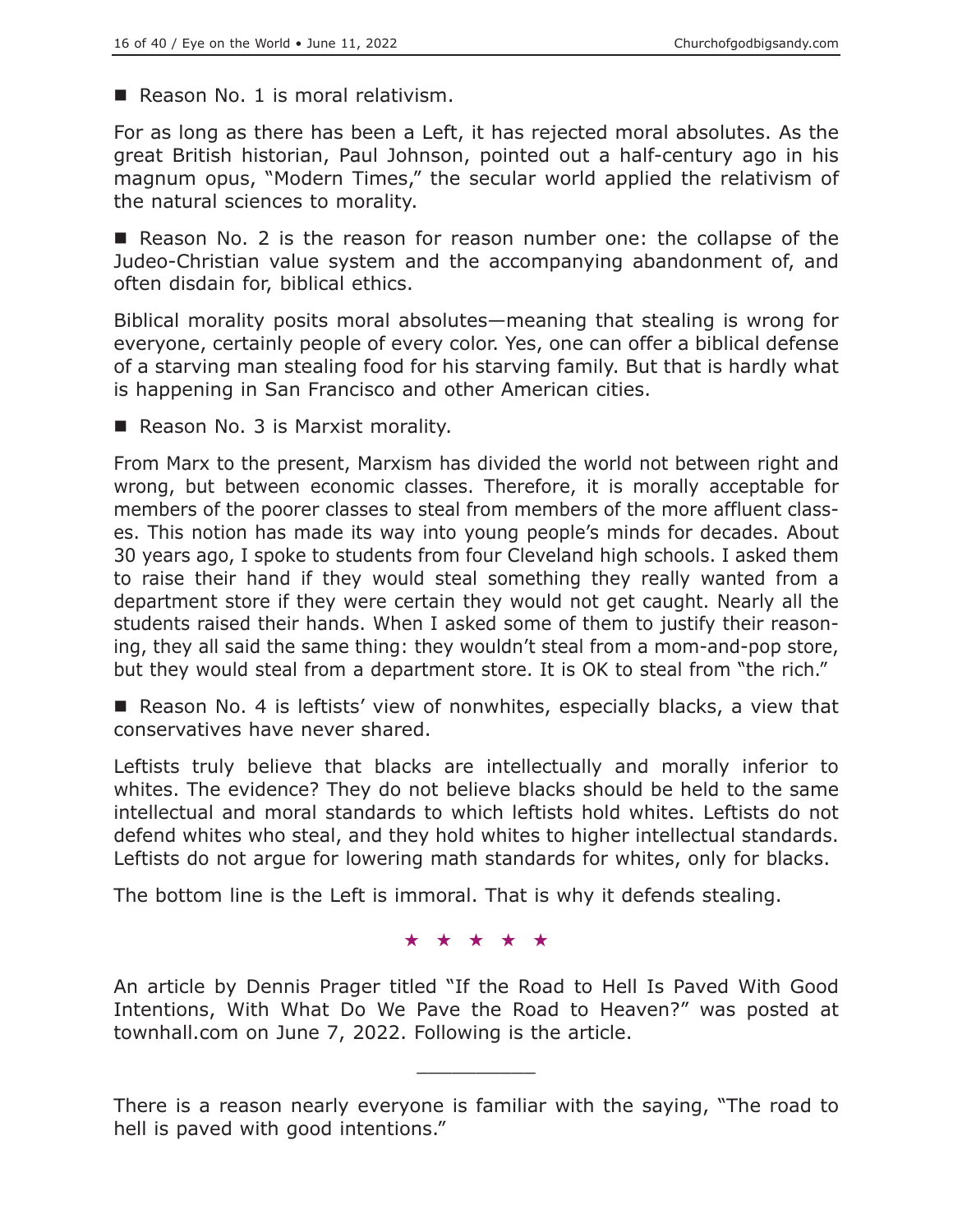■ Reason No. 1 is moral relativism.

For as long as there has been a Left, it has rejected moral absolutes. As the great British historian, Paul Johnson, pointed out a half-century ago in his magnum opus, "Modern Times," the secular world applied the relativism of the natural sciences to morality.

■ Reason No. 2 is the reason for reason number one: the collapse of the Judeo-Christian value system and the accompanying abandonment of, and often disdain for, biblical ethics.

Biblical morality posits moral absolutes—meaning that stealing is wrong for everyone, certainly people of every color. Yes, one can offer a biblical defense of a starving man stealing food for his starving family. But that is hardly what is happening in San Francisco and other American cities.

■ Reason No. 3 is Marxist morality.

From Marx to the present, Marxism has divided the world not between right and wrong, but between economic classes. Therefore, it is morally acceptable for members of the poorer classes to steal from members of the more affluent classes. This notion has made its way into young people's minds for decades. About 30 years ago, I spoke to students from four Cleveland high schools. I asked them to raise their hand if they would steal something they really wanted from a department store if they were certain they would not get caught. Nearly all the students raised their hands. When I asked some of them to justify their reasoning, they all said the same thing: they wouldn't steal from a mom-and-pop store, but they would steal from a department store. It is OK to steal from "the rich."

■ Reason No. 4 is leftists' view of nonwhites, especially blacks, a view that conservatives have never shared.

Leftists truly believe that blacks are intellectually and morally inferior to whites. The evidence? They do not believe blacks should be held to the same intellectual and moral standards to which leftists hold whites. Leftists do not defend whites who steal, and they hold whites to higher intellectual standards. Leftists do not argue for lowering math standards for whites, only for blacks.

The bottom line is the Left is immoral. That is why it defends stealing.

★ ★ ★ ★ ★

An article by Dennis Prager titled "If the Road to Hell Is Paved With Good Intentions, With What Do We Pave the Road to Heaven?" was posted at townhall.com on June 7, 2022. Following is the article.

---

There is a reason nearly everyone is familiar with the saying, "The road to hell is paved with good intentions."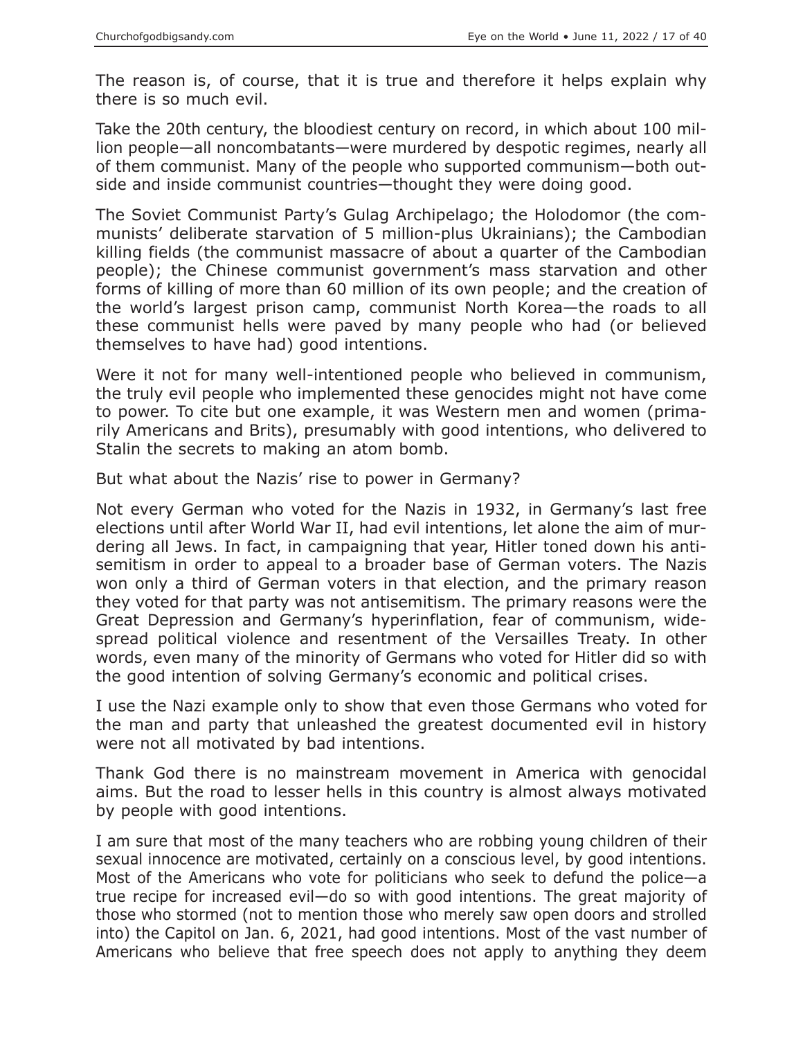The reason is, of course, that it is true and therefore it helps explain why there is so much evil.

Take the 20th century, the bloodiest century on record, in which about 100 million people—all noncombatants—were murdered by despotic regimes, nearly all of them communist. Many of the people who supported communism—both outside and inside communist countries—thought they were doing good.

The Soviet Communist Party's Gulag Archipelago; the Holodomor (the communists' deliberate starvation of 5 million-plus Ukrainians); the Cambodian killing fields (the communist massacre of about a quarter of the Cambodian people); the Chinese communist government's mass starvation and other forms of killing of more than 60 million of its own people; and the creation of the world's largest prison camp, communist North Korea—the roads to all these communist hells were paved by many people who had (or believed themselves to have had) good intentions.

Were it not for many well-intentioned people who believed in communism, the truly evil people who implemented these genocides might not have come to power. To cite but one example, it was Western men and women (primarily Americans and Brits), presumably with good intentions, who delivered to Stalin the secrets to making an atom bomb.

But what about the Nazis' rise to power in Germany?

Not every German who voted for the Nazis in 1932, in Germany's last free elections until after World War II, had evil intentions, let alone the aim of murdering all Jews. In fact, in campaigning that year, Hitler toned down his antisemitism in order to appeal to a broader base of German voters. The Nazis won only a third of German voters in that election, and the primary reason they voted for that party was not antisemitism. The primary reasons were the Great Depression and Germany's hyperinflation, fear of communism, widespread political violence and resentment of the Versailles Treaty. In other words, even many of the minority of Germans who voted for Hitler did so with the good intention of solving Germany's economic and political crises.

I use the Nazi example only to show that even those Germans who voted for the man and party that unleashed the greatest documented evil in history were not all motivated by bad intentions.

Thank God there is no mainstream movement in America with genocidal aims. But the road to lesser hells in this country is almost always motivated by people with good intentions.

I am sure that most of the many teachers who are robbing young children of their sexual innocence are motivated, certainly on a conscious level, by good intentions. Most of the Americans who vote for politicians who seek to defund the police—a true recipe for increased evil—do so with good intentions. The great majority of those who stormed (not to mention those who merely saw open doors and strolled into) the Capitol on Jan. 6, 2021, had good intentions. Most of the vast number of Americans who believe that free speech does not apply to anything they deem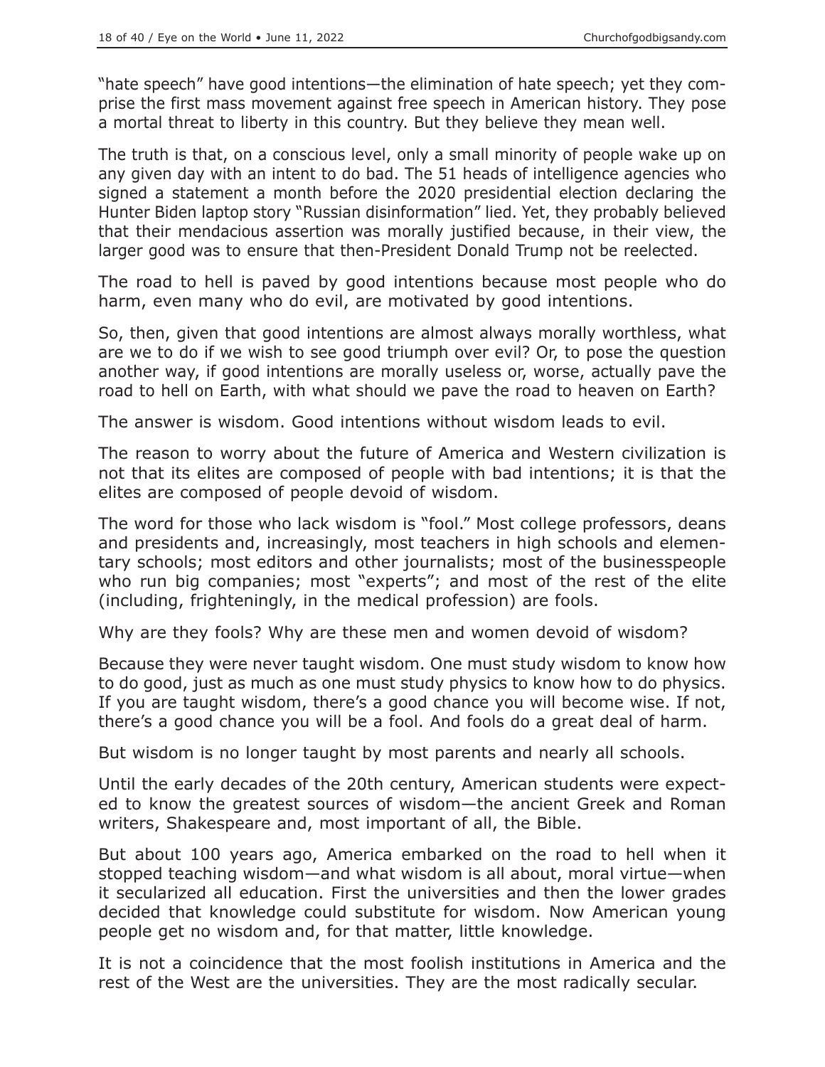"hate speech" have good intentions—the elimination of hate speech; yet they comprise the first mass movement against free speech in American history. They pose a mortal threat to liberty in this country. But they believe they mean well.

The truth is that, on a conscious level, only a small minority of people wake up on any given day with an intent to do bad. The 51 heads of intelligence agencies who signed a statement a month before the 2020 presidential election declaring the Hunter Biden laptop story "Russian disinformation" lied. Yet, they probably believed that their mendacious assertion was morally justified because, in their view, the larger good was to ensure that then-President Donald Trump not be reelected.

The road to hell is paved by good intentions because most people who do harm, even many who do evil, are motivated by good intentions.

So, then, given that good intentions are almost always morally worthless, what are we to do if we wish to see good triumph over evil? Or, to pose the question another way, if good intentions are morally useless or, worse, actually pave the road to hell on Earth, with what should we pave the road to heaven on Earth?

The answer is wisdom. Good intentions without wisdom leads to evil.

The reason to worry about the future of America and Western civilization is not that its elites are composed of people with bad intentions; it is that the elites are composed of people devoid of wisdom.

The word for those who lack wisdom is "fool." Most college professors, deans and presidents and, increasingly, most teachers in high schools and elementary schools; most editors and other journalists; most of the businesspeople who run big companies; most "experts"; and most of the rest of the elite (including, frighteningly, in the medical profession) are fools.

Why are they fools? Why are these men and women devoid of wisdom?

Because they were never taught wisdom. One must study wisdom to know how to do good, just as much as one must study physics to know how to do physics. If you are taught wisdom, there's a good chance you will become wise. If not, there's a good chance you will be a fool. And fools do a great deal of harm.

But wisdom is no longer taught by most parents and nearly all schools.

Until the early decades of the 20th century, American students were expected to know the greatest sources of wisdom—the ancient Greek and Roman writers, Shakespeare and, most important of all, the Bible.

But about 100 years ago, America embarked on the road to hell when it stopped teaching wisdom—and what wisdom is all about, moral virtue—when it secularized all education. First the universities and then the lower grades decided that knowledge could substitute for wisdom. Now American young people get no wisdom and, for that matter, little knowledge.

It is not a coincidence that the most foolish institutions in America and the rest of the West are the universities. They are the most radically secular.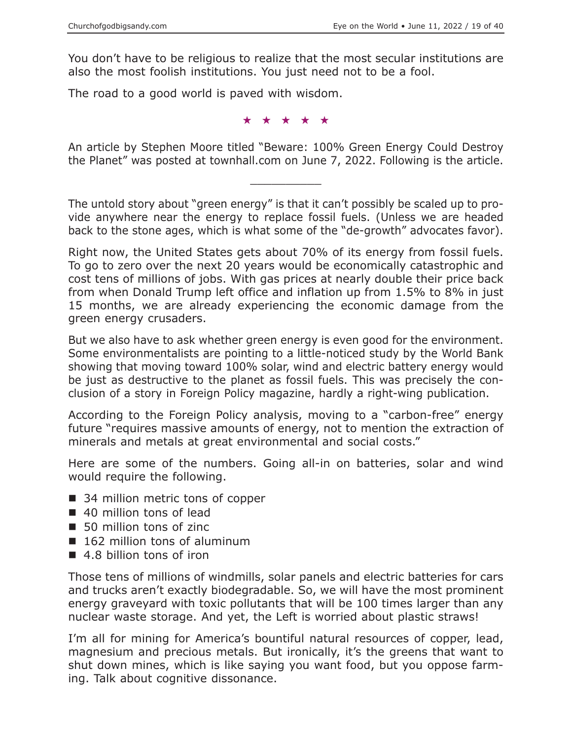You don't have to be religious to realize that the most secular institutions are also the most foolish institutions. You just need not to be a fool.

The road to a good world is paved with wisdom.

★ ★ ★ ★ ★

An article by Stephen Moore titled "Beware: 100% Green Energy Could Destroy the Planet" was posted at townhall.com on June 7, 2022. Following is the article.

---

The untold story about "green energy" is that it can't possibly be scaled up to provide anywhere near the energy to replace fossil fuels. (Unless we are headed back to the stone ages, which is what some of the "de-growth" advocates favor).

Right now, the United States gets about 70% of its energy from fossil fuels. To go to zero over the next 20 years would be economically catastrophic and cost tens of millions of jobs. With gas prices at nearly double their price back from when Donald Trump left office and inflation up from 1.5% to 8% in just 15 months, we are already experiencing the economic damage from the green energy crusaders.

But we also have to ask whether green energy is even good for the environment. Some environmentalists are pointing to a little-noticed study by the World Bank showing that moving toward 100% solar, wind and electric battery energy would be just as destructive to the planet as fossil fuels. This was precisely the conclusion of a story in Foreign Policy magazine, hardly a right-wing publication.

According to the Foreign Policy analysis, moving to a "carbon-free" energy future "requires massive amounts of energy, not to mention the extraction of minerals and metals at great environmental and social costs."

Here are some of the numbers. Going all-in on batteries, solar and wind would require the following.

- 34 million metric tons of copper
- 40 million tons of lead
- 50 million tons of zinc
- 162 million tons of aluminum
- 4.8 billion tons of iron

Those tens of millions of windmills, solar panels and electric batteries for cars and trucks aren't exactly biodegradable. So, we will have the most prominent energy graveyard with toxic pollutants that will be 100 times larger than any nuclear waste storage. And yet, the Left is worried about plastic straws!

I'm all for mining for America's bountiful natural resources of copper, lead, magnesium and precious metals. But ironically, it's the greens that want to shut down mines, which is like saying you want food, but you oppose farming. Talk about cognitive dissonance.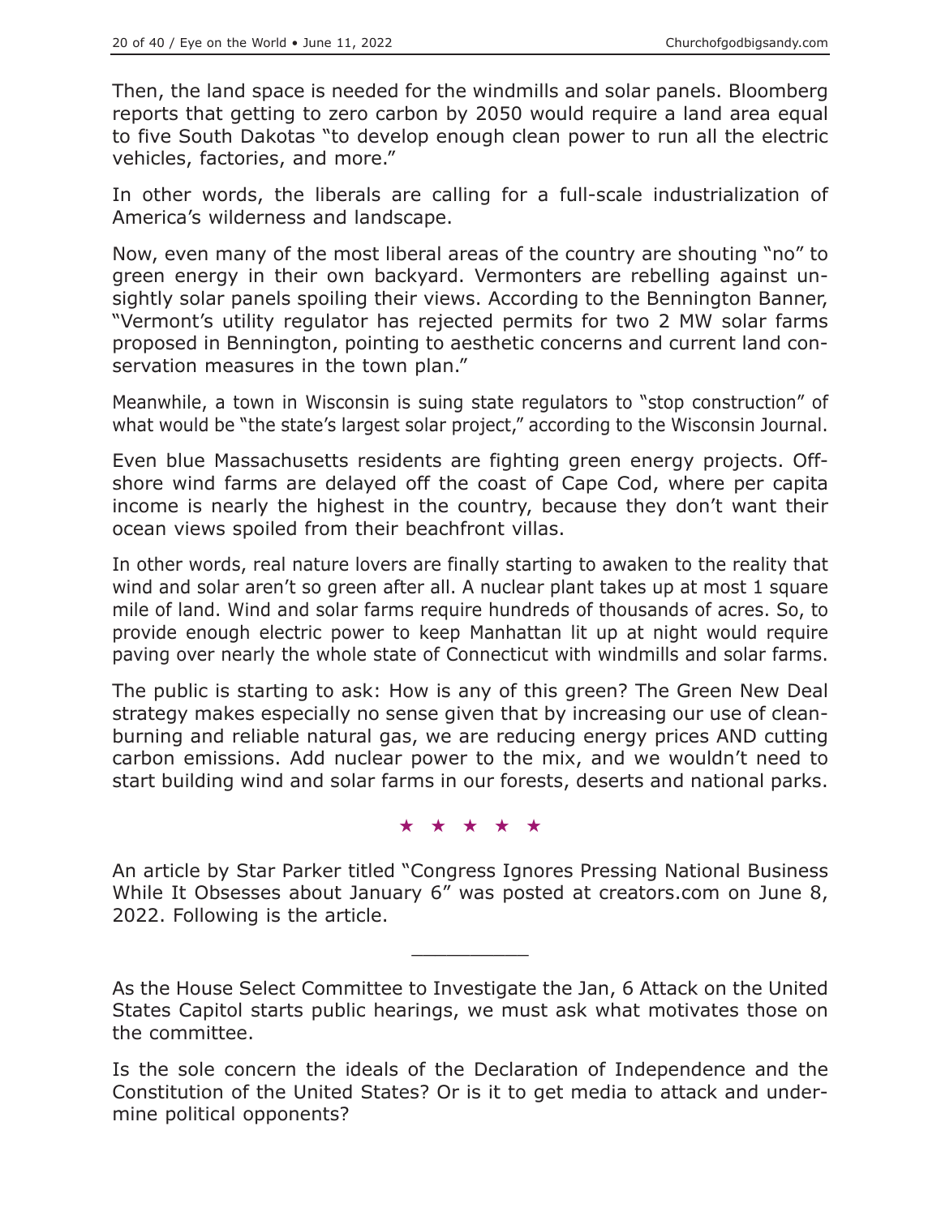Then, the land space is needed for the windmills and solar panels. Bloomberg reports that getting to zero carbon by 2050 would require a land area equal to five South Dakotas "to develop enough clean power to run all the electric vehicles, factories, and more."

In other words, the liberals are calling for a full-scale industrialization of America's wilderness and landscape.

Now, even many of the most liberal areas of the country are shouting "no" to green energy in their own backyard. Vermonters are rebelling against unsightly solar panels spoiling their views. According to the Bennington Banner, "Vermont's utility regulator has rejected permits for two 2 MW solar farms proposed in Bennington, pointing to aesthetic concerns and current land conservation measures in the town plan."

Meanwhile, a town in Wisconsin is suing state regulators to "stop construction" of what would be "the state's largest solar project," according to the Wisconsin Journal.

Even blue Massachusetts residents are fighting green energy projects. Offshore wind farms are delayed off the coast of Cape Cod, where per capita income is nearly the highest in the country, because they don't want their ocean views spoiled from their beachfront villas.

In other words, real nature lovers are finally starting to awaken to the reality that wind and solar aren't so green after all. A nuclear plant takes up at most 1 square mile of land. Wind and solar farms require hundreds of thousands of acres. So, to provide enough electric power to keep Manhattan lit up at night would require paving over nearly the whole state of Connecticut with windmills and solar farms.

The public is starting to ask: How is any of this green? The Green New Deal strategy makes especially no sense given that by increasing our use of clean-burning and reliable natural gas, we are reducing energy prices AND cutting carbon emissions. Add nuclear power to the mix, and we wouldn't need to start building wind and solar farms in our forests, deserts and national parks.

★ ★ ★ ★ ★

An article by Star Parker titled "Congress Ignores Pressing National Business While It Obsesses about January 6" was posted at creators.com on June 8, 2022. Following is the article.

---

As the House Select Committee to Investigate the Jan, 6 Attack on the United States Capitol starts public hearings, we must ask what motivates those on the committee.

Is the sole concern the ideals of the Declaration of Independence and the Constitution of the United States? Or is it to get media to attack and undermine political opponents?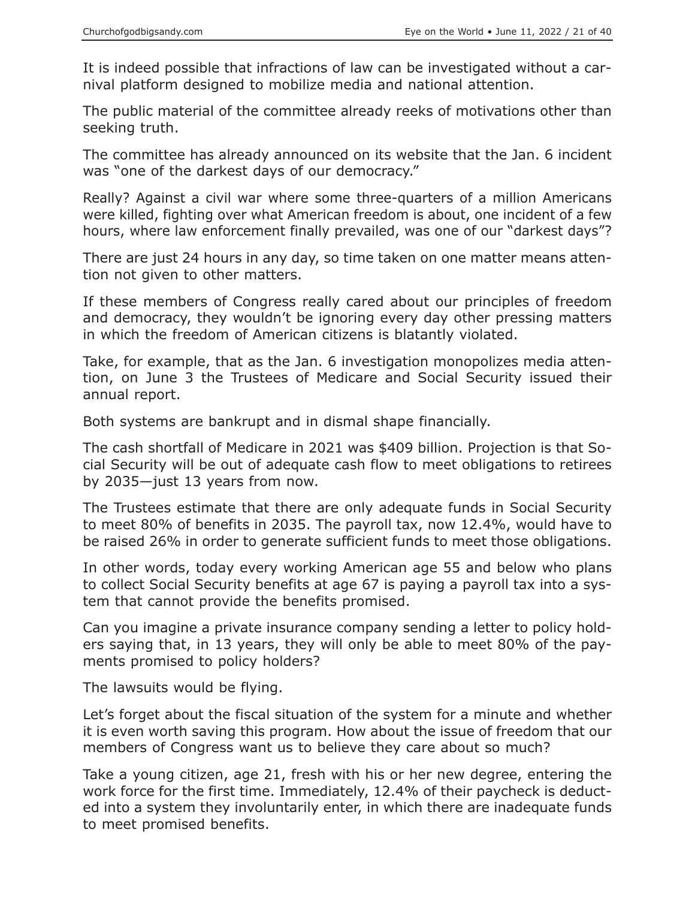It is indeed possible that infractions of law can be investigated without a carnival platform designed to mobilize media and national attention.

The public material of the committee already reeks of motivations other than seeking truth.

The committee has already announced on its website that the Jan. 6 incident was "one of the darkest days of our democracy."

Really? Against a civil war where some three-quarters of a million Americans were killed, fighting over what American freedom is about, one incident of a few hours, where law enforcement finally prevailed, was one of our "darkest days"?

There are just 24 hours in any day, so time taken on one matter means attention not given to other matters.

If these members of Congress really cared about our principles of freedom and democracy, they wouldn't be ignoring every day other pressing matters in which the freedom of American citizens is blatantly violated.

Take, for example, that as the Jan. 6 investigation monopolizes media attention, on June 3 the Trustees of Medicare and Social Security issued their annual report.

Both systems are bankrupt and in dismal shape financially.

The cash shortfall of Medicare in 2021 was $409 billion. Projection is that Social Security will be out of adequate cash flow to meet obligations to retirees by 2035—just 13 years from now.

The Trustees estimate that there are only adequate funds in Social Security to meet 80% of benefits in 2035. The payroll tax, now 12.4%, would have to be raised 26% in order to generate sufficient funds to meet those obligations.

In other words, today every working American age 55 and below who plans to collect Social Security benefits at age 67 is paying a payroll tax into a system that cannot provide the benefits promised.

Can you imagine a private insurance company sending a letter to policy holders saying that, in 13 years, they will only be able to meet 80% of the payments promised to policy holders?

The lawsuits would be flying.

Let's forget about the fiscal situation of the system for a minute and whether it is even worth saving this program. How about the issue of freedom that our members of Congress want us to believe they care about so much?

Take a young citizen, age 21, fresh with his or her new degree, entering the work force for the first time. Immediately, 12.4% of their paycheck is deducted into a system they involuntarily enter, in which there are inadequate funds to meet promised benefits.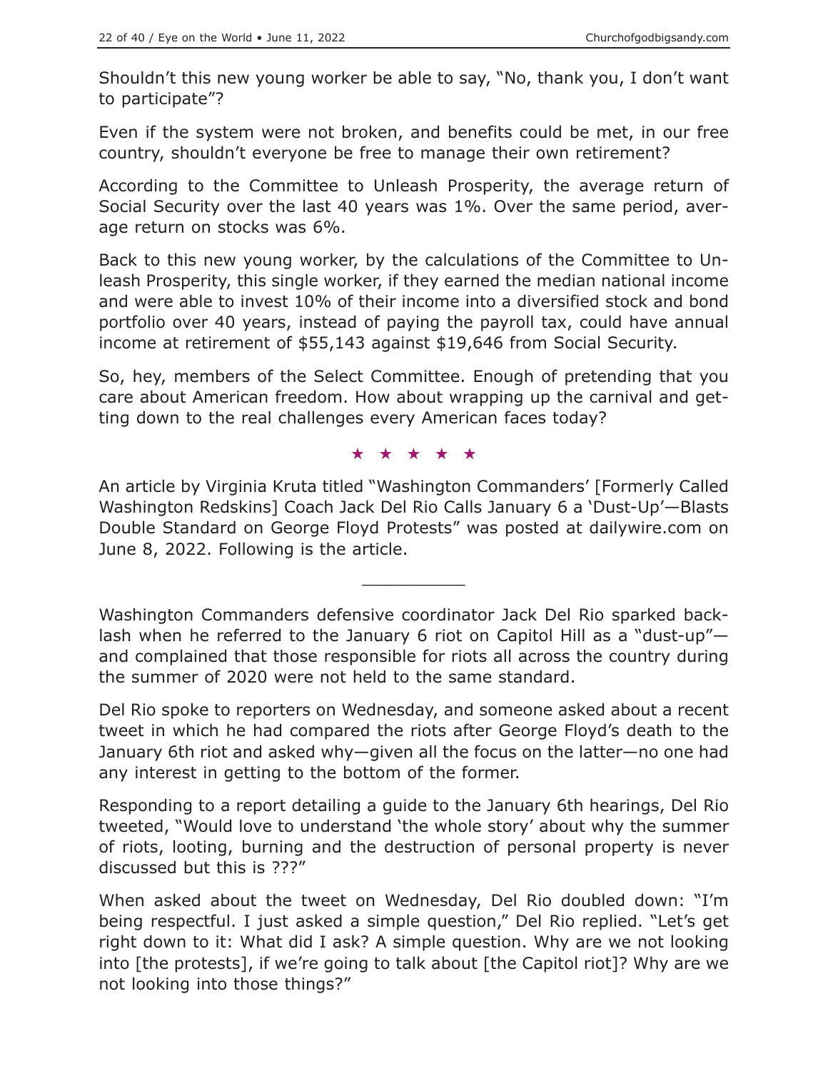Shouldn't this new young worker be able to say, "No, thank you, I don't want to participate"?

Even if the system were not broken, and benefits could be met, in our free country, shouldn't everyone be free to manage their own retirement?

According to the Committee to Unleash Prosperity, the average return of Social Security over the last 40 years was 1%. Over the same period, average return on stocks was 6%.

Back to this new young worker, by the calculations of the Committee to Unleash Prosperity, this single worker, if they earned the median national income and were able to invest 10% of their income into a diversified stock and bond portfolio over 40 years, instead of paying the payroll tax, could have annual income at retirement of $55,143 against $19,646 from Social Security.

So, hey, members of the Select Committee. Enough of pretending that you care about American freedom. How about wrapping up the carnival and getting down to the real challenges every American faces today?

★ ★ ★ ★ ★

An article by Virginia Kruta titled "Washington Commanders' [Formerly Called Washington Redskins] Coach Jack Del Rio Calls January 6 a 'Dust-Up'—Blasts Double Standard on George Floyd Protests" was posted at dailywire.com on June 8, 2022. Following is the article.

---

Washington Commanders defensive coordinator Jack Del Rio sparked backlash when he referred to the January 6 riot on Capitol Hill as a "dust-up"—and complained that those responsible for riots all across the country during the summer of 2020 were not held to the same standard.

Del Rio spoke to reporters on Wednesday, and someone asked about a recent tweet in which he had compared the riots after George Floyd's death to the January 6th riot and asked why—given all the focus on the latter—no one had any interest in getting to the bottom of the former.

Responding to a report detailing a guide to the January 6th hearings, Del Rio tweeted, "Would love to understand 'the whole story' about why the summer of riots, looting, burning and the destruction of personal property is never discussed but this is ???"

When asked about the tweet on Wednesday, Del Rio doubled down: "I'm being respectful. I just asked a simple question," Del Rio replied. "Let's get right down to it: What did I ask? A simple question. Why are we not looking into [the protests], if we're going to talk about [the Capitol riot]? Why are we not looking into those things?"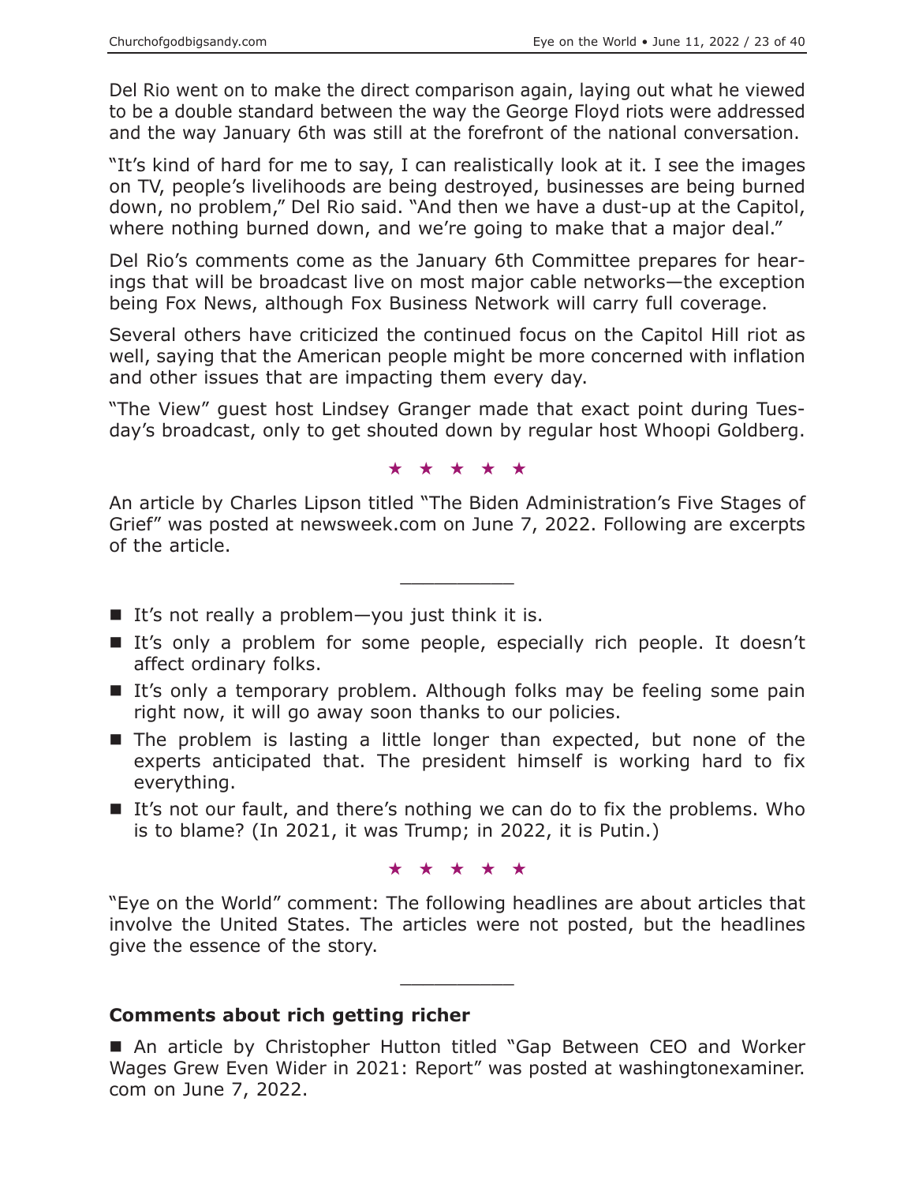Del Rio went on to make the direct comparison again, laying out what he viewed to be a double standard between the way the George Floyd riots were addressed and the way January 6th was still at the forefront of the national conversation.

"It's kind of hard for me to say, I can realistically look at it. I see the images on TV, people's livelihoods are being destroyed, businesses are being burned down, no problem," Del Rio said. "And then we have a dust-up at the Capitol, where nothing burned down, and we're going to make that a major deal."

Del Rio's comments come as the January 6th Committee prepares for hearings that will be broadcast live on most major cable networks—the exception being Fox News, although Fox Business Network will carry full coverage.

Several others have criticized the continued focus on the Capitol Hill riot as well, saying that the American people might be more concerned with inflation and other issues that are impacting them every day.

"The View" guest host Lindsey Granger made that exact point during Tuesday's broadcast, only to get shouted down by regular host Whoopi Goldberg.

★ ★ ★ ★ ★

An article by Charles Lipson titled "The Biden Administration's Five Stages of Grief" was posted at newsweek.com on June 7, 2022. Following are excerpts of the article.

---

- It's not really a problem—you just think it is.
- It's only a problem for some people, especially rich people. It doesn't affect ordinary folks.
- It's only a temporary problem. Although folks may be feeling some pain right now, it will go away soon thanks to our policies.
- The problem is lasting a little longer than expected, but none of the experts anticipated that. The president himself is working hard to fix everything.
- It's not our fault, and there's nothing we can do to fix the problems. Who is to blame? (In 2021, it was Trump; in 2022, it is Putin.)

★ ★ ★ ★ ★

"Eye on the World" comment: The following headlines are about articles that involve the United States. The articles were not posted, but the headlines give the essence of the story.

---

**Comments about rich getting richer**

- An article by Christopher Hutton titled "Gap Between CEO and Worker Wages Grew Even Wider in 2021: Report" was posted at washingtonexaminer.com on June 7, 2022.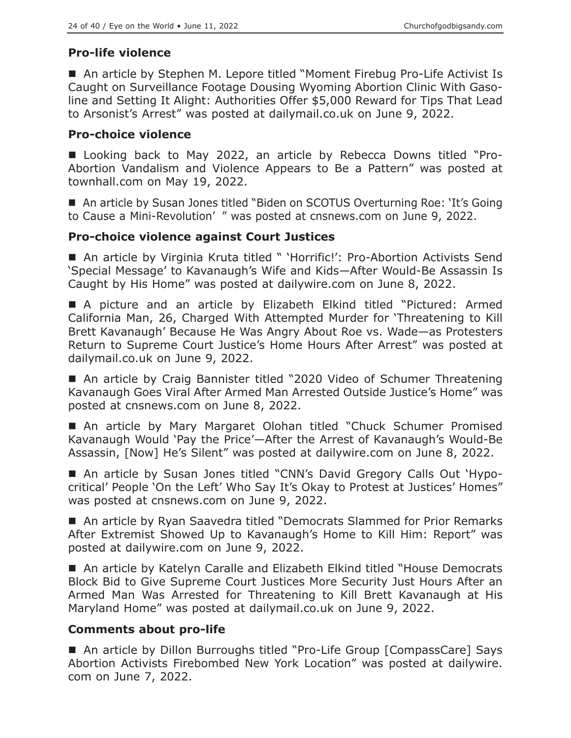### Pro-life violence

■ An article by Stephen M. Lepore titled "Moment Firebug Pro-Life Activist Is Caught on Surveillance Footage Dousing Wyoming Abortion Clinic With Gasoline and Setting It Alight: Authorities Offer $5,000 Reward for Tips That Lead to Arsonist's Arrest" was posted at dailymail.co.uk on June 9, 2022.

### Pro-choice violence

■ Looking back to May 2022, an article by Rebecca Downs titled "Pro-Abortion Vandalism and Violence Appears to Be a Pattern" was posted at townhall.com on May 19, 2022.

■ An article by Susan Jones titled "Biden on SCOTUS Overturning Roe: 'It's Going to Cause a Mini-Revolution' " was posted at cnsnews.com on June 9, 2022.

### Pro-choice violence against Court Justices

■ An article by Virginia Kruta titled " 'Horrific!': Pro-Abortion Activists Send 'Special Message' to Kavanaugh's Wife and Kids—After Would-Be Assassin Is Caught by His Home" was posted at dailywire.com on June 8, 2022.

■ A picture and an article by Elizabeth Elkind titled "Pictured: Armed California Man, 26, Charged With Attempted Murder for 'Threatening to Kill Brett Kavanaugh' Because He Was Angry About Roe vs. Wade—as Protesters Return to Supreme Court Justice's Home Hours After Arrest" was posted at dailymail.co.uk on June 9, 2022.

■ An article by Craig Bannister titled "2020 Video of Schumer Threatening Kavanaugh Goes Viral After Armed Man Arrested Outside Justice's Home" was posted at cnsnews.com on June 8, 2022.

■ An article by Mary Margaret Olohan titled "Chuck Schumer Promised Kavanaugh Would 'Pay the Price'—After the Arrest of Kavanaugh's Would-Be Assassin, [Now] He's Silent" was posted at dailywire.com on June 8, 2022.

■ An article by Susan Jones titled "CNN's David Gregory Calls Out 'Hypocritical' People 'On the Left' Who Say It's Okay to Protest at Justices' Homes" was posted at cnsnews.com on June 9, 2022.

■ An article by Ryan Saavedra titled "Democrats Slammed for Prior Remarks After Extremist Showed Up to Kavanaugh's Home to Kill Him: Report" was posted at dailywire.com on June 9, 2022.

■ An article by Katelyn Caralle and Elizabeth Elkind titled "House Democrats Block Bid to Give Supreme Court Justices More Security Just Hours After an Armed Man Was Arrested for Threatening to Kill Brett Kavanaugh at His Maryland Home" was posted at dailymail.co.uk on June 9, 2022.

### Comments about pro-life

■ An article by Dillon Burroughs titled "Pro-Life Group [CompassCare] Says Abortion Activists Firebombed New York Location" was posted at dailywire.com on June 7, 2022.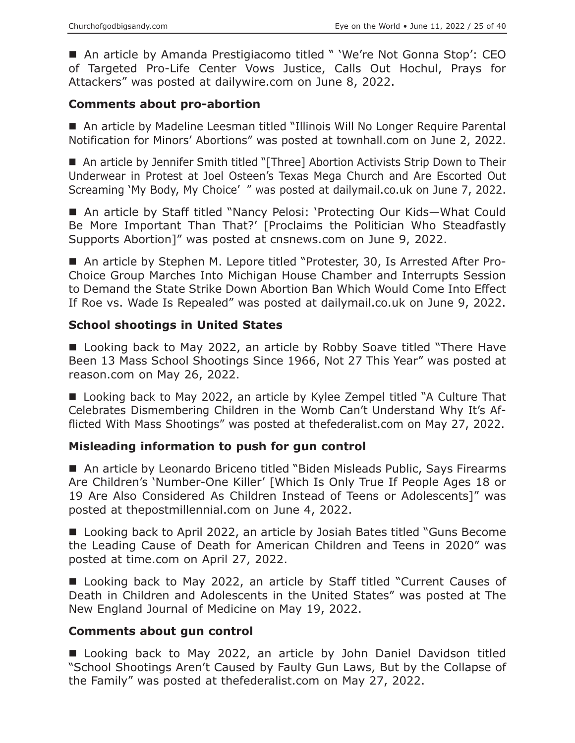■ An article by Amanda Prestigiacomo titled " 'We're Not Gonna Stop': CEO of Targeted Pro-Life Center Vows Justice, Calls Out Hochul, Prays for Attackers" was posted at dailywire.com on June 8, 2022.

### Comments about pro-abortion

■ An article by Madeline Leesman titled "Illinois Will No Longer Require Parental Notification for Minors' Abortions" was posted at townhall.com on June 2, 2022.

■ An article by Jennifer Smith titled "[Three] Abortion Activists Strip Down to Their Underwear in Protest at Joel Osteen's Texas Mega Church and Are Escorted Out Screaming 'My Body, My Choice' " was posted at dailymail.co.uk on June 7, 2022.

■ An article by Staff titled "Nancy Pelosi: 'Protecting Our Kids—What Could Be More Important Than That?' [Proclaims the Politician Who Steadfastly Supports Abortion]" was posted at cnsnews.com on June 9, 2022.

■ An article by Stephen M. Lepore titled "Protester, 30, Is Arrested After Pro-Choice Group Marches Into Michigan House Chamber and Interrupts Session to Demand the State Strike Down Abortion Ban Which Would Come Into Effect If Roe vs. Wade Is Repealed" was posted at dailymail.co.uk on June 9, 2022.

### School shootings in United States

■ Looking back to May 2022, an article by Robby Soave titled "There Have Been 13 Mass School Shootings Since 1966, Not 27 This Year" was posted at reason.com on May 26, 2022.

■ Looking back to May 2022, an article by Kylee Zempel titled "A Culture That Celebrates Dismembering Children in the Womb Can't Understand Why It's Afflicted With Mass Shootings" was posted at thefederalist.com on May 27, 2022.

### Misleading information to push for gun control

■ An article by Leonardo Briceno titled "Biden Misleads Public, Says Firearms Are Children's 'Number-One Killer' [Which Is Only True If People Ages 18 or 19 Are Also Considered As Children Instead of Teens or Adolescents]" was posted at thepostmillennial.com on June 4, 2022.

■ Looking back to April 2022, an article by Josiah Bates titled "Guns Become the Leading Cause of Death for American Children and Teens in 2020" was posted at time.com on April 27, 2022.

■ Looking back to May 2022, an article by Staff titled "Current Causes of Death in Children and Adolescents in the United States" was posted at The New England Journal of Medicine on May 19, 2022.

### Comments about gun control

■ Looking back to May 2022, an article by John Daniel Davidson titled "School Shootings Aren't Caused by Faulty Gun Laws, But by the Collapse of the Family" was posted at thefederalist.com on May 27, 2022.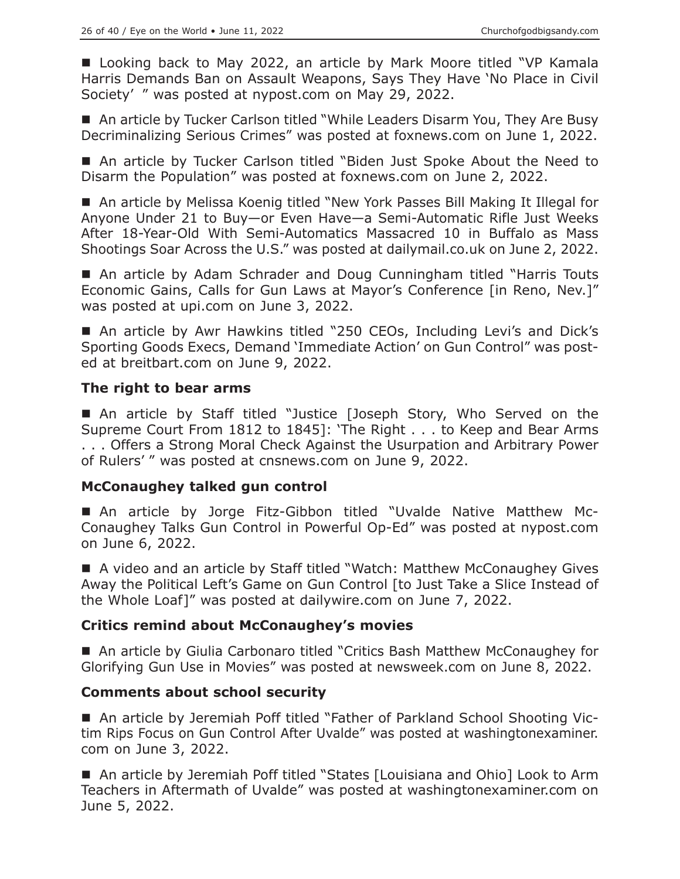■ Looking back to May 2022, an article by Mark Moore titled "VP Kamala Harris Demands Ban on Assault Weapons, Says They Have 'No Place in Civil Society' " was posted at nypost.com on May 29, 2022.

■ An article by Tucker Carlson titled "While Leaders Disarm You, They Are Busy Decriminalizing Serious Crimes" was posted at foxnews.com on June 1, 2022.

■ An article by Tucker Carlson titled "Biden Just Spoke About the Need to Disarm the Population" was posted at foxnews.com on June 2, 2022.

■ An article by Melissa Koenig titled "New York Passes Bill Making It Illegal for Anyone Under 21 to Buy—or Even Have—a Semi-Automatic Rifle Just Weeks After 18-Year-Old With Semi-Automatics Massacred 10 in Buffalo as Mass Shootings Soar Across the U.S." was posted at dailymail.co.uk on June 2, 2022.

■ An article by Adam Schrader and Doug Cunningham titled "Harris Touts Economic Gains, Calls for Gun Laws at Mayor's Conference [in Reno, Nev.]" was posted at upi.com on June 3, 2022.

■ An article by Awr Hawkins titled "250 CEOs, Including Levi's and Dick's Sporting Goods Execs, Demand 'Immediate Action' on Gun Control" was posted at breitbart.com on June 9, 2022.

### The right to bear arms

■ An article by Staff titled "Justice [Joseph Story, Who Served on the Supreme Court From 1812 to 1845]: 'The Right . . . to Keep and Bear Arms . . . Offers a Strong Moral Check Against the Usurpation and Arbitrary Power of Rulers' " was posted at cnsnews.com on June 9, 2022.

### McConaughey talked gun control

■ An article by Jorge Fitz-Gibbon titled "Uvalde Native Matthew McConaughey Talks Gun Control in Powerful Op-Ed" was posted at nypost.com on June 6, 2022.

■ A video and an article by Staff titled "Watch: Matthew McConaughey Gives Away the Political Left's Game on Gun Control [to Just Take a Slice Instead of the Whole Loaf]" was posted at dailywire.com on June 7, 2022.

### Critics remind about McConaughey's movies

■ An article by Giulia Carbonaro titled "Critics Bash Matthew McConaughey for Glorifying Gun Use in Movies" was posted at newsweek.com on June 8, 2022.

### Comments about school security

■ An article by Jeremiah Poff titled "Father of Parkland School Shooting Victim Rips Focus on Gun Control After Uvalde" was posted at washingtonexaminer.com on June 3, 2022.

■ An article by Jeremiah Poff titled "States [Louisiana and Ohio] Look to Arm Teachers in Aftermath of Uvalde" was posted at washingtonexaminer.com on June 5, 2022.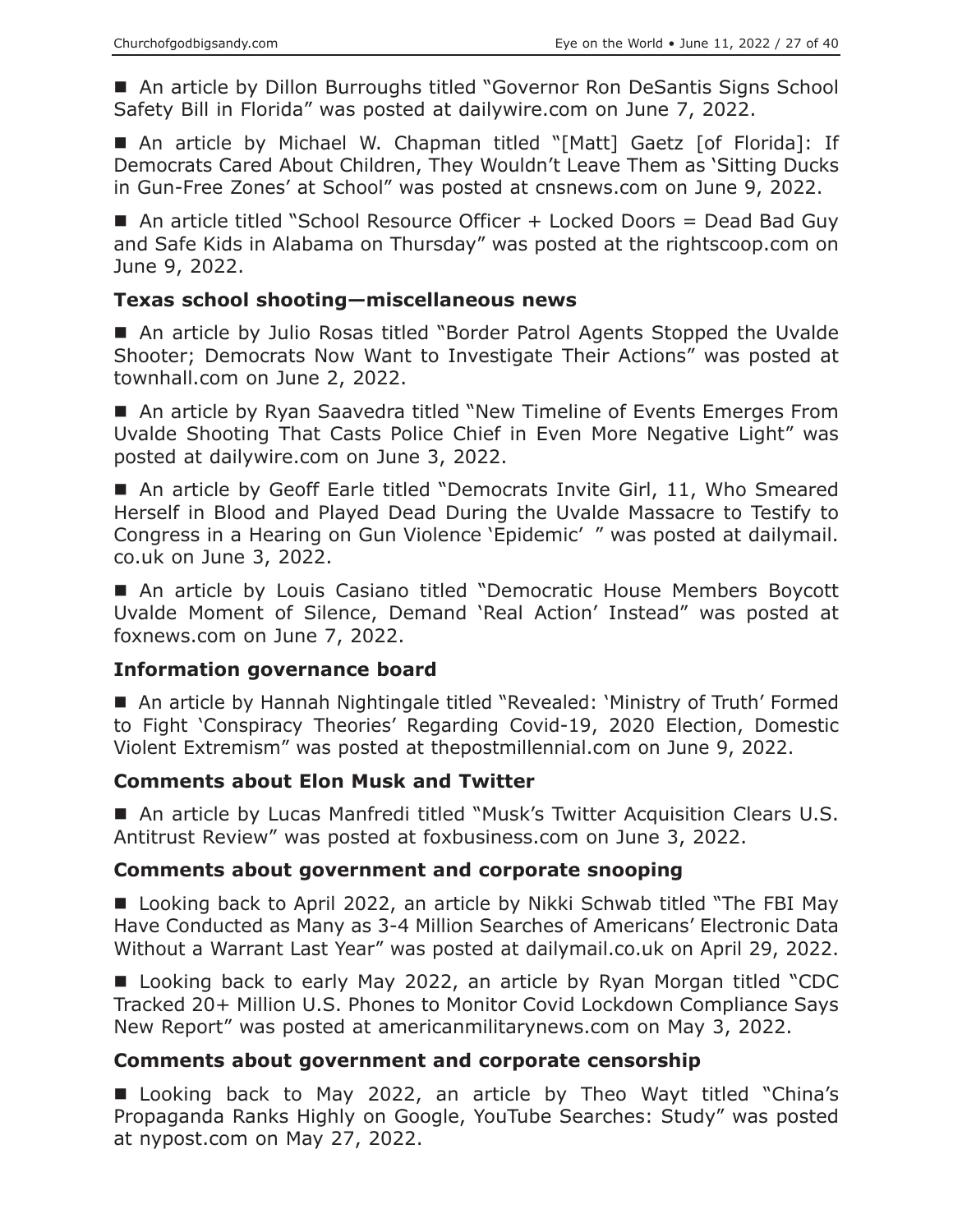■ An article by Dillon Burroughs titled "Governor Ron DeSantis Signs School Safety Bill in Florida" was posted at dailywire.com on June 7, 2022.

■ An article by Michael W. Chapman titled "[Matt] Gaetz [of Florida]: If Democrats Cared About Children, They Wouldn't Leave Them as 'Sitting Ducks in Gun-Free Zones' at School" was posted at cnsnews.com on June 9, 2022.

■ An article titled "School Resource Officer + Locked Doors = Dead Bad Guy and Safe Kids in Alabama on Thursday" was posted at the rightscoop.com on June 9, 2022.

### Texas school shooting—miscellaneous news

■ An article by Julio Rosas titled "Border Patrol Agents Stopped the Uvalde Shooter; Democrats Now Want to Investigate Their Actions" was posted at townhall.com on June 2, 2022.

■ An article by Ryan Saavedra titled "New Timeline of Events Emerges From Uvalde Shooting That Casts Police Chief in Even More Negative Light" was posted at dailywire.com on June 3, 2022.

■ An article by Geoff Earle titled "Democrats Invite Girl, 11, Who Smeared Herself in Blood and Played Dead During the Uvalde Massacre to Testify to Congress in a Hearing on Gun Violence 'Epidemic' " was posted at dailymail.co.uk on June 3, 2022.

■ An article by Louis Casiano titled "Democratic House Members Boycott Uvalde Moment of Silence, Demand 'Real Action' Instead" was posted at foxnews.com on June 7, 2022.

### Information governance board

■ An article by Hannah Nightingale titled "Revealed: 'Ministry of Truth' Formed to Fight 'Conspiracy Theories' Regarding Covid-19, 2020 Election, Domestic Violent Extremism" was posted at thepostmillennial.com on June 9, 2022.

### Comments about Elon Musk and Twitter

■ An article by Lucas Manfredi titled "Musk's Twitter Acquisition Clears U.S. Antitrust Review" was posted at foxbusiness.com on June 3, 2022.

### Comments about government and corporate snooping

■ Looking back to April 2022, an article by Nikki Schwab titled "The FBI May Have Conducted as Many as 3-4 Million Searches of Americans' Electronic Data Without a Warrant Last Year" was posted at dailymail.co.uk on April 29, 2022.

■ Looking back to early May 2022, an article by Ryan Morgan titled "CDC Tracked 20+ Million U.S. Phones to Monitor Covid Lockdown Compliance Says New Report" was posted at americanmilitarynews.com on May 3, 2022.

### Comments about government and corporate censorship

■ Looking back to May 2022, an article by Theo Wayt titled "China's Propaganda Ranks Highly on Google, YouTube Searches: Study" was posted at nypost.com on May 27, 2022.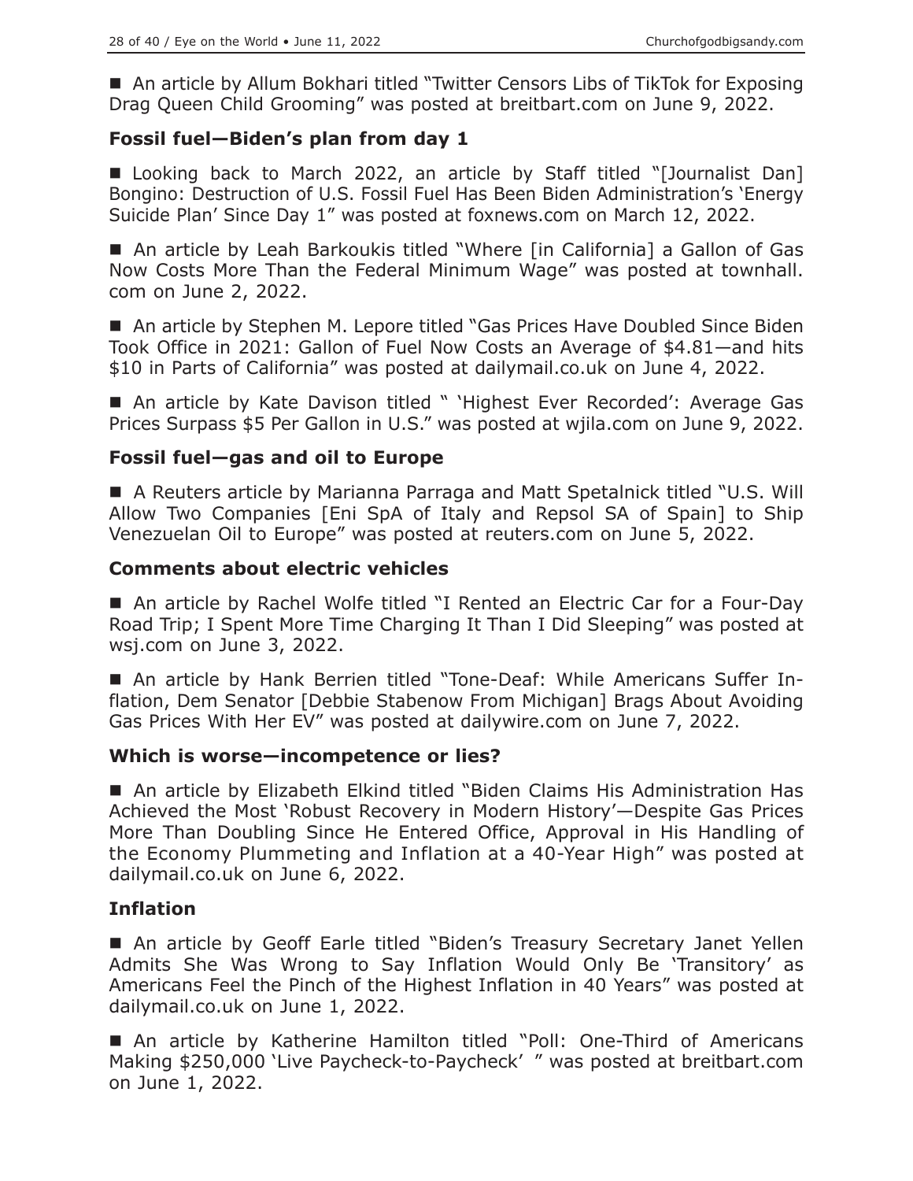■ An article by Allum Bokhari titled "Twitter Censors Libs of TikTok for Exposing Drag Queen Child Grooming" was posted at breitbart.com on June 9, 2022.

### Fossil fuel—Biden's plan from day 1

■ Looking back to March 2022, an article by Staff titled "[Journalist Dan] Bongino: Destruction of U.S. Fossil Fuel Has Been Biden Administration's 'Energy Suicide Plan' Since Day 1" was posted at foxnews.com on March 12, 2022.

■ An article by Leah Barkoukis titled "Where [in California] a Gallon of Gas Now Costs More Than the Federal Minimum Wage" was posted at townhall.com on June 2, 2022.

■ An article by Stephen M. Lepore titled "Gas Prices Have Doubled Since Biden Took Office in 2021: Gallon of Fuel Now Costs an Average of $4.81—and hits $10 in Parts of California" was posted at dailymail.co.uk on June 4, 2022.

■ An article by Kate Davison titled " 'Highest Ever Recorded': Average Gas Prices Surpass $5 Per Gallon in U.S." was posted at wjila.com on June 9, 2022.

### Fossil fuel—gas and oil to Europe

■ A Reuters article by Marianna Parraga and Matt Spetalnick titled "U.S. Will Allow Two Companies [Eni SpA of Italy and Repsol SA of Spain] to Ship Venezuelan Oil to Europe" was posted at reuters.com on June 5, 2022.

### Comments about electric vehicles

■ An article by Rachel Wolfe titled "I Rented an Electric Car for a Four-Day Road Trip; I Spent More Time Charging It Than I Did Sleeping" was posted at wsj.com on June 3, 2022.

■ An article by Hank Berrien titled "Tone-Deaf: While Americans Suffer Inflation, Dem Senator [Debbie Stabenow From Michigan] Brags About Avoiding Gas Prices With Her EV" was posted at dailywire.com on June 7, 2022.

### Which is worse—incompetence or lies?

■ An article by Elizabeth Elkind titled "Biden Claims His Administration Has Achieved the Most 'Robust Recovery in Modern History'—Despite Gas Prices More Than Doubling Since He Entered Office, Approval in His Handling of the Economy Plummeting and Inflation at a 40-Year High" was posted at dailymail.co.uk on June 6, 2022.

### Inflation

■ An article by Geoff Earle titled "Biden's Treasury Secretary Janet Yellen Admits She Was Wrong to Say Inflation Would Only Be 'Transitory' as Americans Feel the Pinch of the Highest Inflation in 40 Years" was posted at dailymail.co.uk on June 1, 2022.

■ An article by Katherine Hamilton titled "Poll: One-Third of Americans Making $250,000 'Live Paycheck-to-Paycheck' " was posted at breitbart.com on June 1, 2022.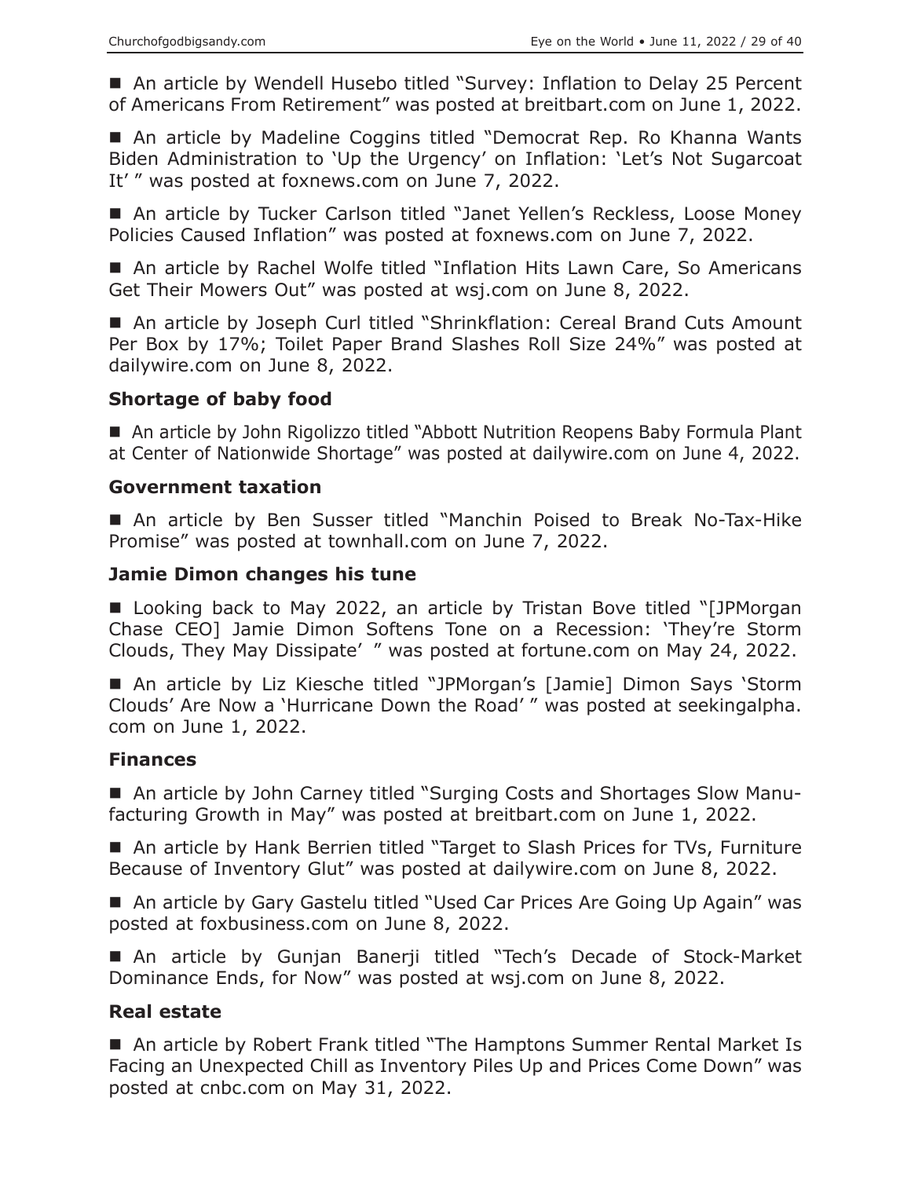■ An article by Wendell Husebo titled "Survey: Inflation to Delay 25 Percent of Americans From Retirement" was posted at breitbart.com on June 1, 2022.

■ An article by Madeline Coggins titled "Democrat Rep. Ro Khanna Wants Biden Administration to 'Up the Urgency' on Inflation: 'Let's Not Sugarcoat It' " was posted at foxnews.com on June 7, 2022.

■ An article by Tucker Carlson titled "Janet Yellen's Reckless, Loose Money Policies Caused Inflation" was posted at foxnews.com on June 7, 2022.

■ An article by Rachel Wolfe titled "Inflation Hits Lawn Care, So Americans Get Their Mowers Out" was posted at wsj.com on June 8, 2022.

■ An article by Joseph Curl titled "Shrinkflation: Cereal Brand Cuts Amount Per Box by 17%; Toilet Paper Brand Slashes Roll Size 24%" was posted at dailywire.com on June 8, 2022.

### Shortage of baby food

■ An article by John Rigolizzo titled "Abbott Nutrition Reopens Baby Formula Plant at Center of Nationwide Shortage" was posted at dailywire.com on June 4, 2022.

### Government taxation

■ An article by Ben Susser titled "Manchin Poised to Break No-Tax-Hike Promise" was posted at townhall.com on June 7, 2022.

### Jamie Dimon changes his tune

■ Looking back to May 2022, an article by Tristan Bove titled "[JPMorgan Chase CEO] Jamie Dimon Softens Tone on a Recession: 'They're Storm Clouds, They May Dissipate' " was posted at fortune.com on May 24, 2022.

■ An article by Liz Kiesche titled "JPMorgan's [Jamie] Dimon Says 'Storm Clouds' Are Now a 'Hurricane Down the Road' " was posted at seekingalpha.com on June 1, 2022.

### Finances

■ An article by John Carney titled "Surging Costs and Shortages Slow Manufacturing Growth in May" was posted at breitbart.com on June 1, 2022.

■ An article by Hank Berrien titled "Target to Slash Prices for TVs, Furniture Because of Inventory Glut" was posted at dailywire.com on June 8, 2022.

■ An article by Gary Gastelu titled "Used Car Prices Are Going Up Again" was posted at foxbusiness.com on June 8, 2022.

■ An article by Gunjan Banerji titled "Tech's Decade of Stock-Market Dominance Ends, for Now" was posted at wsj.com on June 8, 2022.

### Real estate

■ An article by Robert Frank titled "The Hamptons Summer Rental Market Is Facing an Unexpected Chill as Inventory Piles Up and Prices Come Down" was posted at cnbc.com on May 31, 2022.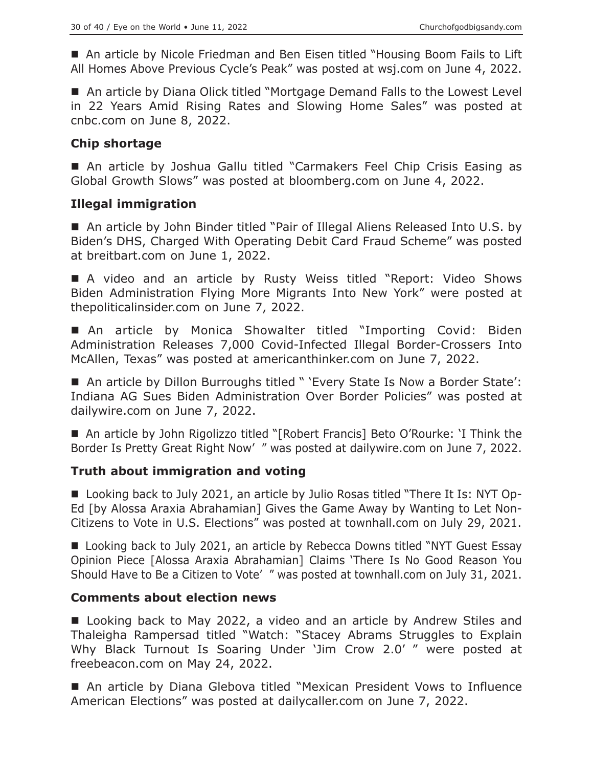■ An article by Nicole Friedman and Ben Eisen titled "Housing Boom Fails to Lift All Homes Above Previous Cycle's Peak" was posted at wsj.com on June 4, 2022.

■ An article by Diana Olick titled "Mortgage Demand Falls to the Lowest Level in 22 Years Amid Rising Rates and Slowing Home Sales" was posted at cnbc.com on June 8, 2022.

### Chip shortage

■ An article by Joshua Gallu titled "Carmakers Feel Chip Crisis Easing as Global Growth Slows" was posted at bloomberg.com on June 4, 2022.

### Illegal immigration

■ An article by John Binder titled "Pair of Illegal Aliens Released Into U.S. by Biden's DHS, Charged With Operating Debit Card Fraud Scheme" was posted at breitbart.com on June 1, 2022.

■ A video and an article by Rusty Weiss titled "Report: Video Shows Biden Administration Flying More Migrants Into New York" were posted at thepoliticalinsider.com on June 7, 2022.

■ An article by Monica Showalter titled "Importing Covid: Biden Administration Releases 7,000 Covid-Infected Illegal Border-Crossers Into McAllen, Texas" was posted at americanthinker.com on June 7, 2022.

■ An article by Dillon Burroughs titled " 'Every State Is Now a Border State': Indiana AG Sues Biden Administration Over Border Policies" was posted at dailywire.com on June 7, 2022.

■ An article by John Rigolizzo titled "[Robert Francis] Beto O'Rourke: 'I Think the Border Is Pretty Great Right Now' " was posted at dailywire.com on June 7, 2022.

### Truth about immigration and voting

■ Looking back to July 2021, an article by Julio Rosas titled "There It Is: NYT Op-Ed [by Alossa Araxia Abrahamian] Gives the Game Away by Wanting to Let Non-Citizens to Vote in U.S. Elections" was posted at townhall.com on July 29, 2021.

■ Looking back to July 2021, an article by Rebecca Downs titled "NYT Guest Essay Opinion Piece [Alossa Araxia Abrahamian] Claims 'There Is No Good Reason You Should Have to Be a Citizen to Vote' " was posted at townhall.com on July 31, 2021.

### Comments about election news

■ Looking back to May 2022, a video and an article by Andrew Stiles and Thaleigha Rampersad titled "Watch: "Stacey Abrams Struggles to Explain Why Black Turnout Is Soaring Under 'Jim Crow 2.0' " were posted at freebeacon.com on May 24, 2022.

■ An article by Diana Glebova titled "Mexican President Vows to Influence American Elections" was posted at dailycaller.com on June 7, 2022.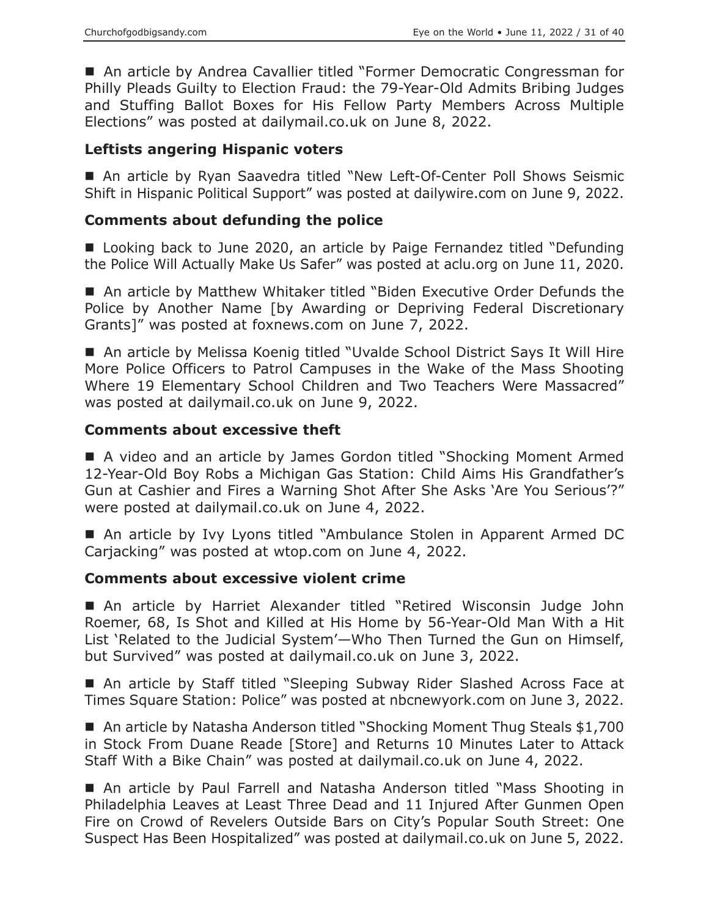■ An article by Andrea Cavallier titled "Former Democratic Congressman for Philly Pleads Guilty to Election Fraud: the 79-Year-Old Admits Bribing Judges and Stuffing Ballot Boxes for His Fellow Party Members Across Multiple Elections" was posted at dailymail.co.uk on June 8, 2022.

### Leftists angering Hispanic voters

■ An article by Ryan Saavedra titled "New Left-Of-Center Poll Shows Seismic Shift in Hispanic Political Support" was posted at dailywire.com on June 9, 2022.

### Comments about defunding the police

■ Looking back to June 2020, an article by Paige Fernandez titled "Defunding the Police Will Actually Make Us Safer" was posted at aclu.org on June 11, 2020.

■ An article by Matthew Whitaker titled "Biden Executive Order Defunds the Police by Another Name [by Awarding or Depriving Federal Discretionary Grants]" was posted at foxnews.com on June 7, 2022.

■ An article by Melissa Koenig titled "Uvalde School District Says It Will Hire More Police Officers to Patrol Campuses in the Wake of the Mass Shooting Where 19 Elementary School Children and Two Teachers Were Massacred" was posted at dailymail.co.uk on June 9, 2022.

### Comments about excessive theft

■ A video and an article by James Gordon titled "Shocking Moment Armed 12-Year-Old Boy Robs a Michigan Gas Station: Child Aims His Grandfather's Gun at Cashier and Fires a Warning Shot After She Asks 'Are You Serious'?" were posted at dailymail.co.uk on June 4, 2022.

■ An article by Ivy Lyons titled "Ambulance Stolen in Apparent Armed DC Carjacking" was posted at wtop.com on June 4, 2022.

### Comments about excessive violent crime

■ An article by Harriet Alexander titled "Retired Wisconsin Judge John Roemer, 68, Is Shot and Killed at His Home by 56-Year-Old Man With a Hit List 'Related to the Judicial System'—Who Then Turned the Gun on Himself, but Survived" was posted at dailymail.co.uk on June 3, 2022.

■ An article by Staff titled "Sleeping Subway Rider Slashed Across Face at Times Square Station: Police" was posted at nbcnewyork.com on June 3, 2022.

■ An article by Natasha Anderson titled "Shocking Moment Thug Steals $1,700 in Stock From Duane Reade [Store] and Returns 10 Minutes Later to Attack Staff With a Bike Chain" was posted at dailymail.co.uk on June 4, 2022.

■ An article by Paul Farrell and Natasha Anderson titled "Mass Shooting in Philadelphia Leaves at Least Three Dead and 11 Injured After Gunmen Open Fire on Crowd of Revelers Outside Bars on City's Popular South Street: One Suspect Has Been Hospitalized" was posted at dailymail.co.uk on June 5, 2022.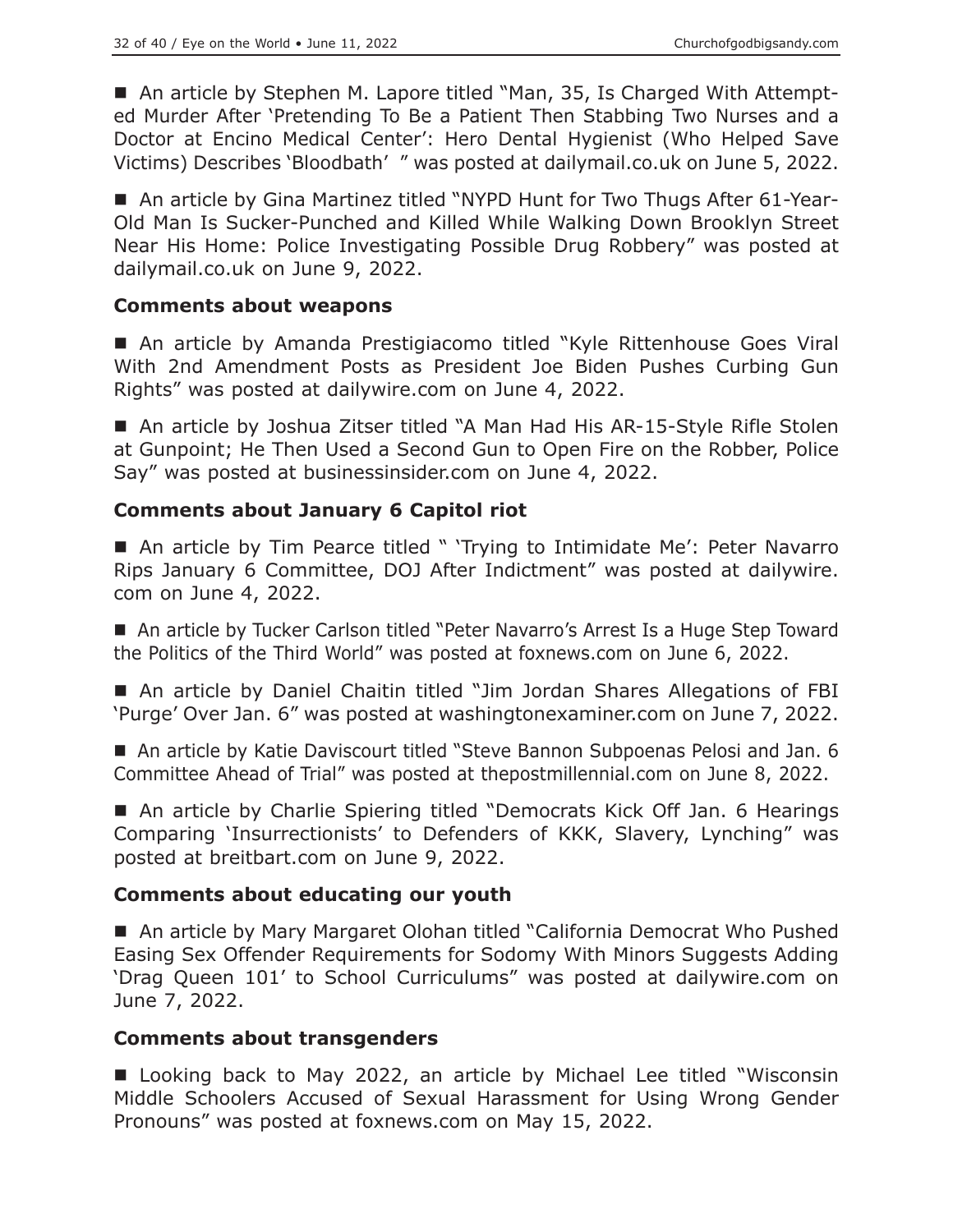■ An article by Stephen M. Lapore titled "Man, 35, Is Charged With Attempted Murder After 'Pretending To Be a Patient Then Stabbing Two Nurses and a Doctor at Encino Medical Center': Hero Dental Hygienist (Who Helped Save Victims) Describes 'Bloodbath' " was posted at dailymail.co.uk on June 5, 2022.

■ An article by Gina Martinez titled "NYPD Hunt for Two Thugs After 61-Year-Old Man Is Sucker-Punched and Killed While Walking Down Brooklyn Street Near His Home: Police Investigating Possible Drug Robbery" was posted at dailymail.co.uk on June 9, 2022.

### Comments about weapons

■ An article by Amanda Prestigiacomo titled "Kyle Rittenhouse Goes Viral With 2nd Amendment Posts as President Joe Biden Pushes Curbing Gun Rights" was posted at dailywire.com on June 4, 2022.

■ An article by Joshua Zitser titled "A Man Had His AR-15-Style Rifle Stolen at Gunpoint; He Then Used a Second Gun to Open Fire on the Robber, Police Say" was posted at businessinsider.com on June 4, 2022.

### Comments about January 6 Capitol riot

■ An article by Tim Pearce titled " 'Trying to Intimidate Me': Peter Navarro Rips January 6 Committee, DOJ After Indictment" was posted at dailywire.com on June 4, 2022.

■ An article by Tucker Carlson titled "Peter Navarro's Arrest Is a Huge Step Toward the Politics of the Third World" was posted at foxnews.com on June 6, 2022.

■ An article by Daniel Chaitin titled "Jim Jordan Shares Allegations of FBI 'Purge' Over Jan. 6" was posted at washingtonexaminer.com on June 7, 2022.

■ An article by Katie Daviscourt titled "Steve Bannon Subpoenas Pelosi and Jan. 6 Committee Ahead of Trial" was posted at thepostmillennial.com on June 8, 2022.

■ An article by Charlie Spiering titled "Democrats Kick Off Jan. 6 Hearings Comparing 'Insurrectionists' to Defenders of KKK, Slavery, Lynching" was posted at breitbart.com on June 9, 2022.

### Comments about educating our youth

■ An article by Mary Margaret Olohan titled "California Democrat Who Pushed Easing Sex Offender Requirements for Sodomy With Minors Suggests Adding 'Drag Queen 101' to School Curriculums" was posted at dailywire.com on June 7, 2022.

### Comments about transgenders

■ Looking back to May 2022, an article by Michael Lee titled "Wisconsin Middle Schoolers Accused of Sexual Harassment for Using Wrong Gender Pronouns" was posted at foxnews.com on May 15, 2022.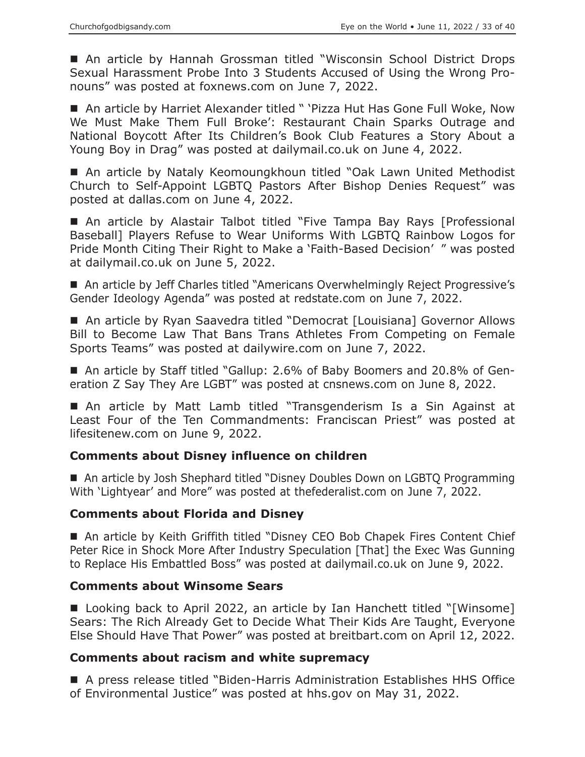■ An article by Hannah Grossman titled "Wisconsin School District Drops Sexual Harassment Probe Into 3 Students Accused of Using the Wrong Pronouns" was posted at foxnews.com on June 7, 2022.

■ An article by Harriet Alexander titled " 'Pizza Hut Has Gone Full Woke, Now We Must Make Them Full Broke': Restaurant Chain Sparks Outrage and National Boycott After Its Children's Book Club Features a Story About a Young Boy in Drag" was posted at dailymail.co.uk on June 4, 2022.

■ An article by Nataly Keomoungkhoun titled "Oak Lawn United Methodist Church to Self-Appoint LGBTQ Pastors After Bishop Denies Request" was posted at dallas.com on June 4, 2022.

■ An article by Alastair Talbot titled "Five Tampa Bay Rays [Professional Baseball] Players Refuse to Wear Uniforms With LGBTQ Rainbow Logos for Pride Month Citing Their Right to Make a 'Faith-Based Decision' " was posted at dailymail.co.uk on June 5, 2022.

■ An article by Jeff Charles titled "Americans Overwhelmingly Reject Progressive's Gender Ideology Agenda" was posted at redstate.com on June 7, 2022.

■ An article by Ryan Saavedra titled "Democrat [Louisiana] Governor Allows Bill to Become Law That Bans Trans Athletes From Competing on Female Sports Teams" was posted at dailywire.com on June 7, 2022.

■ An article by Staff titled "Gallup: 2.6% of Baby Boomers and 20.8% of Generation Z Say They Are LGBT" was posted at cnsnews.com on June 8, 2022.

■ An article by Matt Lamb titled "Transgenderism Is a Sin Against at Least Four of the Ten Commandments: Franciscan Priest" was posted at lifesitenew.com on June 9, 2022.

### Comments about Disney influence on children

■ An article by Josh Shephard titled "Disney Doubles Down on LGBTQ Programming With 'Lightyear' and More" was posted at thefederalist.com on June 7, 2022.

### Comments about Florida and Disney

■ An article by Keith Griffith titled "Disney CEO Bob Chapek Fires Content Chief Peter Rice in Shock More After Industry Speculation [That] the Exec Was Gunning to Replace His Embattled Boss" was posted at dailymail.co.uk on June 9, 2022.

### Comments about Winsome Sears

■ Looking back to April 2022, an article by Ian Hanchett titled "[Winsome] Sears: The Rich Already Get to Decide What Their Kids Are Taught, Everyone Else Should Have That Power" was posted at breitbart.com on April 12, 2022.

### Comments about racism and white supremacy

■ A press release titled "Biden-Harris Administration Establishes HHS Office of Environmental Justice" was posted at hhs.gov on May 31, 2022.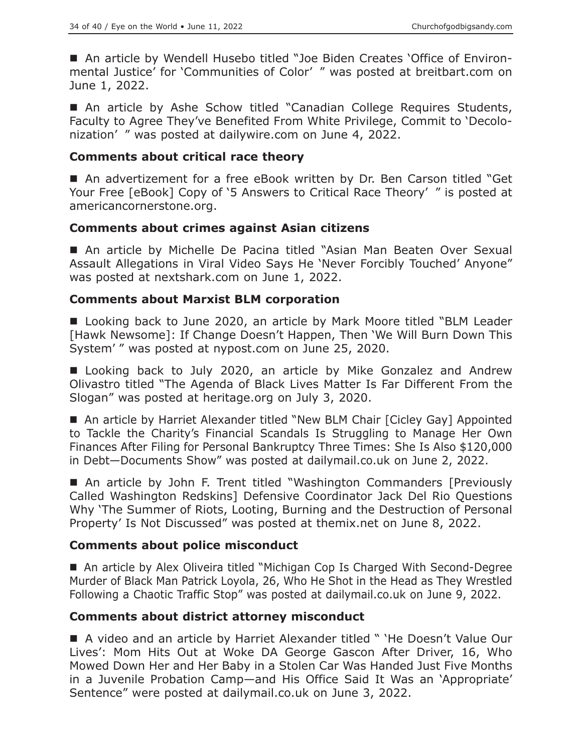■ An article by Wendell Husebo titled "Joe Biden Creates 'Office of Environmental Justice' for 'Communities of Color' " was posted at breitbart.com on June 1, 2022.

■ An article by Ashe Schow titled "Canadian College Requires Students, Faculty to Agree They've Benefited From White Privilege, Commit to 'Decolonization' " was posted at dailywire.com on June 4, 2022.

### Comments about critical race theory

■ An advertizement for a free eBook written by Dr. Ben Carson titled "Get Your Free [eBook] Copy of '5 Answers to Critical Race Theory' " is posted at americancornerstone.org.

### Comments about crimes against Asian citizens

■ An article by Michelle De Pacina titled "Asian Man Beaten Over Sexual Assault Allegations in Viral Video Says He 'Never Forcibly Touched' Anyone" was posted at nextshark.com on June 1, 2022.

### Comments about Marxist BLM corporation

■ Looking back to June 2020, an article by Mark Moore titled "BLM Leader [Hawk Newsome]: If Change Doesn't Happen, Then 'We Will Burn Down This System' " was posted at nypost.com on June 25, 2020.

■ Looking back to July 2020, an article by Mike Gonzalez and Andrew Olivastro titled "The Agenda of Black Lives Matter Is Far Different From the Slogan" was posted at heritage.org on July 3, 2020.

■ An article by Harriet Alexander titled "New BLM Chair [Cicley Gay] Appointed to Tackle the Charity's Financial Scandals Is Struggling to Manage Her Own Finances After Filing for Personal Bankruptcy Three Times: She Is Also $120,000 in Debt—Documents Show" was posted at dailymail.co.uk on June 2, 2022.

■ An article by John F. Trent titled "Washington Commanders [Previously Called Washington Redskins] Defensive Coordinator Jack Del Rio Questions Why 'The Summer of Riots, Looting, Burning and the Destruction of Personal Property' Is Not Discussed" was posted at themix.net on June 8, 2022.

### Comments about police misconduct

■ An article by Alex Oliveira titled "Michigan Cop Is Charged With Second-Degree Murder of Black Man Patrick Loyola, 26, Who He Shot in the Head as They Wrestled Following a Chaotic Traffic Stop" was posted at dailymail.co.uk on June 9, 2022.

### Comments about district attorney misconduct

■ A video and an article by Harriet Alexander titled " 'He Doesn't Value Our Lives': Mom Hits Out at Woke DA George Gascon After Driver, 16, Who Mowed Down Her and Her Baby in a Stolen Car Was Handed Just Five Months in a Juvenile Probation Camp—and His Office Said It Was an 'Appropriate' Sentence" were posted at dailymail.co.uk on June 3, 2022.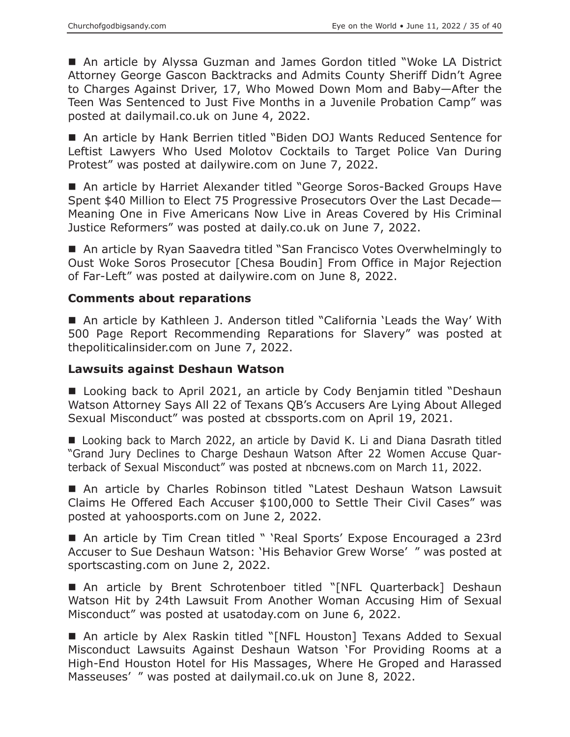■ An article by Alyssa Guzman and James Gordon titled "Woke LA District Attorney George Gascon Backtracks and Admits County Sheriff Didn't Agree to Charges Against Driver, 17, Who Mowed Down Mom and Baby—After the Teen Was Sentenced to Just Five Months in a Juvenile Probation Camp" was posted at dailymail.co.uk on June 4, 2022.

■ An article by Hank Berrien titled "Biden DOJ Wants Reduced Sentence for Leftist Lawyers Who Used Molotov Cocktails to Target Police Van During Protest" was posted at dailywire.com on June 7, 2022.

■ An article by Harriet Alexander titled "George Soros-Backed Groups Have Spent $40 Million to Elect 75 Progressive Prosecutors Over the Last Decade—Meaning One in Five Americans Now Live in Areas Covered by His Criminal Justice Reformers" was posted at daily.co.uk on June 7, 2022.

■ An article by Ryan Saavedra titled "San Francisco Votes Overwhelmingly to Oust Woke Soros Prosecutor [Chesa Boudin] From Office in Major Rejection of Far-Left" was posted at dailywire.com on June 8, 2022.

### Comments about reparations

■ An article by Kathleen J. Anderson titled "California 'Leads the Way' With 500 Page Report Recommending Reparations for Slavery" was posted at thepoliticalinsider.com on June 7, 2022.

### Lawsuits against Deshaun Watson

■ Looking back to April 2021, an article by Cody Benjamin titled "Deshaun Watson Attorney Says All 22 of Texans QB's Accusers Are Lying About Alleged Sexual Misconduct" was posted at cbssports.com on April 19, 2021.

■ Looking back to March 2022, an article by David K. Li and Diana Dasrath titled "Grand Jury Declines to Charge Deshaun Watson After 22 Women Accuse Quarterback of Sexual Misconduct" was posted at nbcnews.com on March 11, 2022.

■ An article by Charles Robinson titled "Latest Deshaun Watson Lawsuit Claims He Offered Each Accuser $100,000 to Settle Their Civil Cases" was posted at yahoosports.com on June 2, 2022.

■ An article by Tim Crean titled " 'Real Sports' Expose Encouraged a 23rd Accuser to Sue Deshaun Watson: 'His Behavior Grew Worse' " was posted at sportscasting.com on June 2, 2022.

■ An article by Brent Schrotenboer titled "[NFL Quarterback] Deshaun Watson Hit by 24th Lawsuit From Another Woman Accusing Him of Sexual Misconduct" was posted at usatoday.com on June 6, 2022.

■ An article by Alex Raskin titled "[NFL Houston] Texans Added to Sexual Misconduct Lawsuits Against Deshaun Watson 'For Providing Rooms at a High-End Houston Hotel for His Massages, Where He Groped and Harassed Masseuses' " was posted at dailymail.co.uk on June 8, 2022.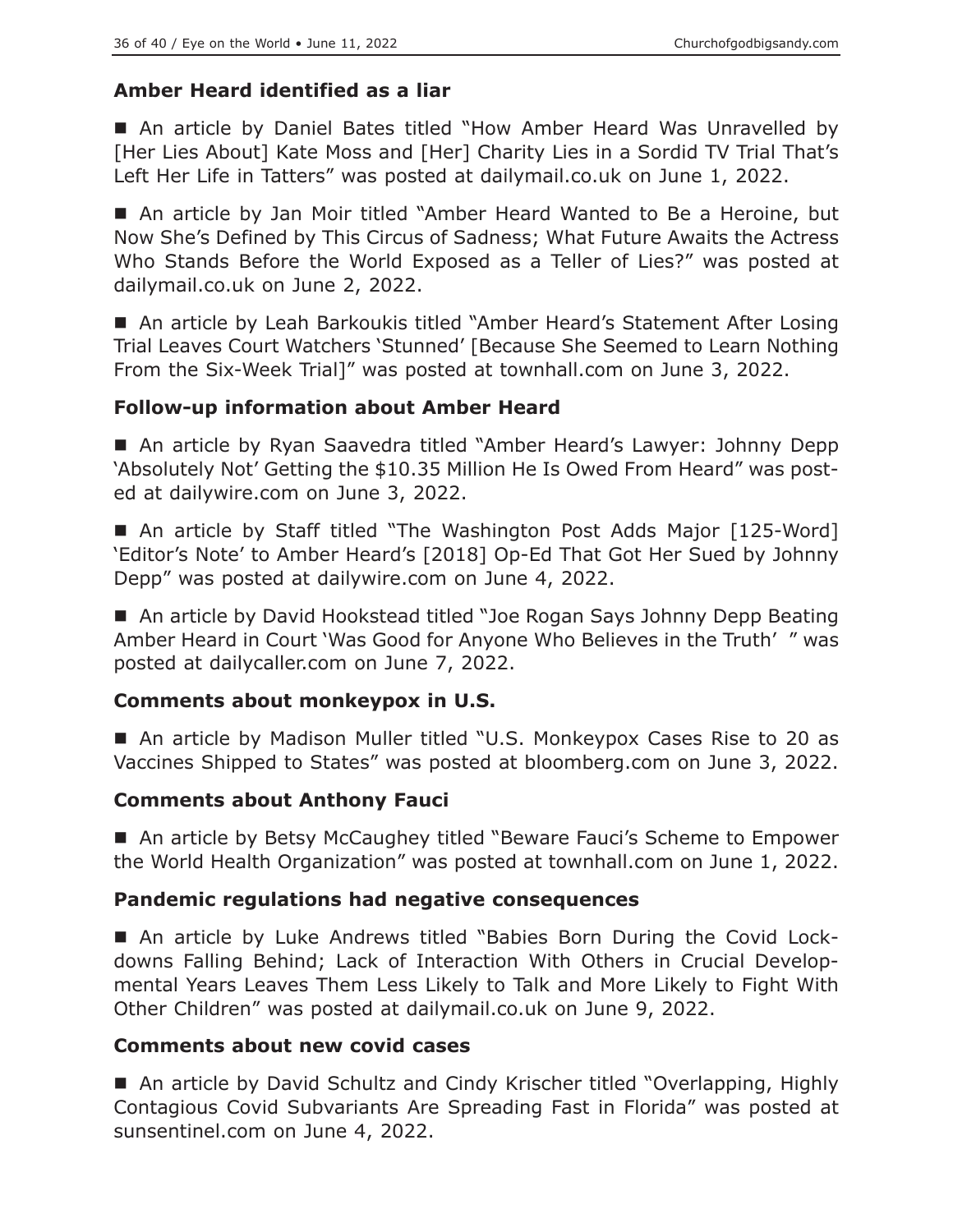### Amber Heard identified as a liar

■ An article by Daniel Bates titled "How Amber Heard Was Unravelled by [Her Lies About] Kate Moss and [Her] Charity Lies in a Sordid TV Trial That's Left Her Life in Tatters" was posted at dailymail.co.uk on June 1, 2022.

■ An article by Jan Moir titled "Amber Heard Wanted to Be a Heroine, but Now She's Defined by This Circus of Sadness; What Future Awaits the Actress Who Stands Before the World Exposed as a Teller of Lies?" was posted at dailymail.co.uk on June 2, 2022.

■ An article by Leah Barkoukis titled "Amber Heard's Statement After Losing Trial Leaves Court Watchers 'Stunned' [Because She Seemed to Learn Nothing From the Six-Week Trial]" was posted at townhall.com on June 3, 2022.

### Follow-up information about Amber Heard

■ An article by Ryan Saavedra titled "Amber Heard's Lawyer: Johnny Depp 'Absolutely Not' Getting the $10.35 Million He Is Owed From Heard" was posted at dailywire.com on June 3, 2022.

■ An article by Staff titled "The Washington Post Adds Major [125-Word] 'Editor's Note' to Amber Heard's [2018] Op-Ed That Got Her Sued by Johnny Depp" was posted at dailywire.com on June 4, 2022.

■ An article by David Hookstead titled "Joe Rogan Says Johnny Depp Beating Amber Heard in Court 'Was Good for Anyone Who Believes in the Truth' " was posted at dailycaller.com on June 7, 2022.

### Comments about monkeypox in U.S.

■ An article by Madison Muller titled "U.S. Monkeypox Cases Rise to 20 as Vaccines Shipped to States" was posted at bloomberg.com on June 3, 2022.

### Comments about Anthony Fauci

■ An article by Betsy McCaughey titled "Beware Fauci's Scheme to Empower the World Health Organization" was posted at townhall.com on June 1, 2022.

### Pandemic regulations had negative consequences

■ An article by Luke Andrews titled "Babies Born During the Covid Lockdowns Falling Behind; Lack of Interaction With Others in Crucial Developmental Years Leaves Them Less Likely to Talk and More Likely to Fight With Other Children" was posted at dailymail.co.uk on June 9, 2022.

### Comments about new covid cases

■ An article by David Schultz and Cindy Krischer titled "Overlapping, Highly Contagious Covid Subvariants Are Spreading Fast in Florida" was posted at sunsentinel.com on June 4, 2022.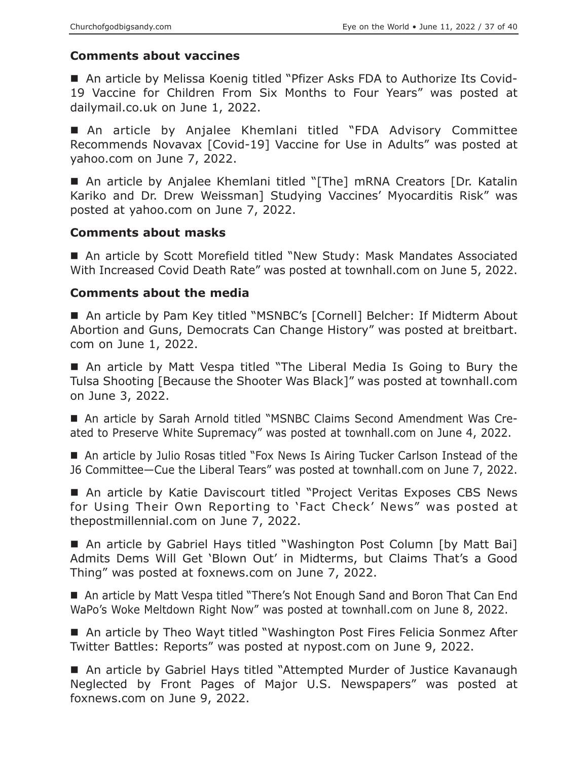### Comments about vaccines

■ An article by Melissa Koenig titled "Pfizer Asks FDA to Authorize Its Covid-19 Vaccine for Children From Six Months to Four Years" was posted at dailymail.co.uk on June 1, 2022.

■ An article by Anjalee Khemlani titled "FDA Advisory Committee Recommends Novavax [Covid-19] Vaccine for Use in Adults" was posted at yahoo.com on June 7, 2022.

■ An article by Anjalee Khemlani titled "[The] mRNA Creators [Dr. Katalin Kariko and Dr. Drew Weissman] Studying Vaccines' Myocarditis Risk" was posted at yahoo.com on June 7, 2022.

### Comments about masks

■ An article by Scott Morefield titled "New Study: Mask Mandates Associated With Increased Covid Death Rate" was posted at townhall.com on June 5, 2022.

### Comments about the media

■ An article by Pam Key titled "MSNBC's [Cornell] Belcher: If Midterm About Abortion and Guns, Democrats Can Change History" was posted at breitbart.com on June 1, 2022.

■ An article by Matt Vespa titled "The Liberal Media Is Going to Bury the Tulsa Shooting [Because the Shooter Was Black]" was posted at townhall.com on June 3, 2022.

■ An article by Sarah Arnold titled "MSNBC Claims Second Amendment Was Created to Preserve White Supremacy" was posted at townhall.com on June 4, 2022.

■ An article by Julio Rosas titled "Fox News Is Airing Tucker Carlson Instead of the J6 Committee—Cue the Liberal Tears" was posted at townhall.com on June 7, 2022.

■ An article by Katie Daviscourt titled "Project Veritas Exposes CBS News for Using Their Own Reporting to 'Fact Check' News" was posted at thepostmillennial.com on June 7, 2022.

■ An article by Gabriel Hays titled "Washington Post Column [by Matt Bai] Admits Dems Will Get 'Blown Out' in Midterms, but Claims That's a Good Thing" was posted at foxnews.com on June 7, 2022.

■ An article by Matt Vespa titled "There's Not Enough Sand and Boron That Can End WaPo's Woke Meltdown Right Now" was posted at townhall.com on June 8, 2022.

■ An article by Theo Wayt titled "Washington Post Fires Felicia Sonmez After Twitter Battles: Reports" was posted at nypost.com on June 9, 2022.

■ An article by Gabriel Hays titled "Attempted Murder of Justice Kavanaugh Neglected by Front Pages of Major U.S. Newspapers" was posted at foxnews.com on June 9, 2022.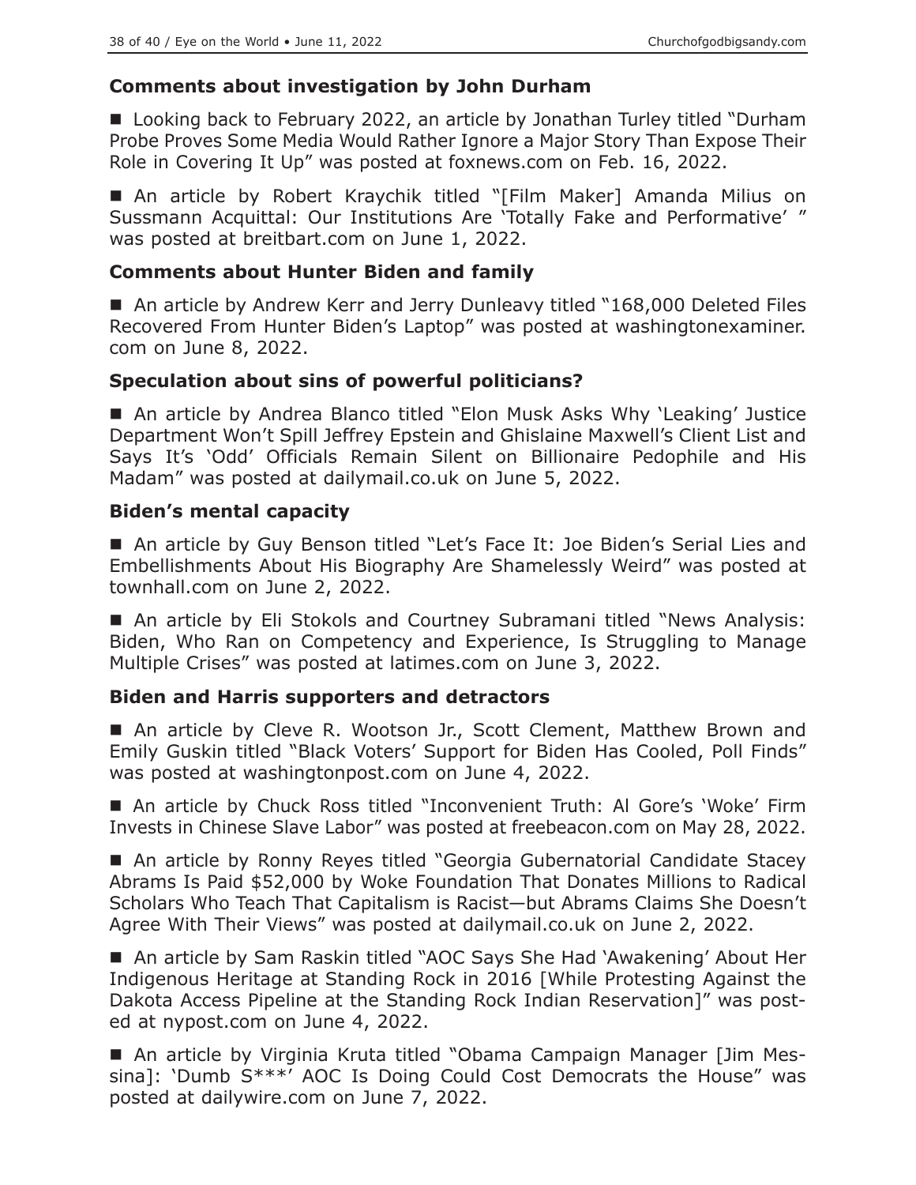### Comments about investigation by John Durham

■ Looking back to February 2022, an article by Jonathan Turley titled "Durham Probe Proves Some Media Would Rather Ignore a Major Story Than Expose Their Role in Covering It Up" was posted at foxnews.com on Feb. 16, 2022.

■ An article by Robert Kraychik titled "[Film Maker] Amanda Milius on Sussmann Acquittal: Our Institutions Are 'Totally Fake and Performative' " was posted at breitbart.com on June 1, 2022.

### Comments about Hunter Biden and family

■ An article by Andrew Kerr and Jerry Dunleavy titled "168,000 Deleted Files Recovered From Hunter Biden's Laptop" was posted at washingtonexaminer.com on June 8, 2022.

### Speculation about sins of powerful politicians?

■ An article by Andrea Blanco titled "Elon Musk Asks Why 'Leaking' Justice Department Won't Spill Jeffrey Epstein and Ghislaine Maxwell's Client List and Says It's 'Odd' Officials Remain Silent on Billionaire Pedophile and His Madam" was posted at dailymail.co.uk on June 5, 2022.

### Biden's mental capacity

■ An article by Guy Benson titled "Let's Face It: Joe Biden's Serial Lies and Embellishments About His Biography Are Shamelessly Weird" was posted at townhall.com on June 2, 2022.

■ An article by Eli Stokols and Courtney Subramani titled "News Analysis: Biden, Who Ran on Competency and Experience, Is Struggling to Manage Multiple Crises" was posted at latimes.com on June 3, 2022.

### Biden and Harris supporters and detractors

■ An article by Cleve R. Wootson Jr., Scott Clement, Matthew Brown and Emily Guskin titled "Black Voters' Support for Biden Has Cooled, Poll Finds" was posted at washingtonpost.com on June 4, 2022.

■ An article by Chuck Ross titled "Inconvenient Truth: Al Gore's 'Woke' Firm Invests in Chinese Slave Labor" was posted at freebeacon.com on May 28, 2022.

■ An article by Ronny Reyes titled "Georgia Gubernatorial Candidate Stacey Abrams Is Paid $52,000 by Woke Foundation That Donates Millions to Radical Scholars Who Teach That Capitalism is Racist—but Abrams Claims She Doesn't Agree With Their Views" was posted at dailymail.co.uk on June 2, 2022.

■ An article by Sam Raskin titled "AOC Says She Had 'Awakening' About Her Indigenous Heritage at Standing Rock in 2016 [While Protesting Against the Dakota Access Pipeline at the Standing Rock Indian Reservation]" was posted at nypost.com on June 4, 2022.

■ An article by Virginia Kruta titled "Obama Campaign Manager [Jim Messina]: 'Dumb S***' AOC Is Doing Could Cost Democrats the House" was posted at dailywire.com on June 7, 2022.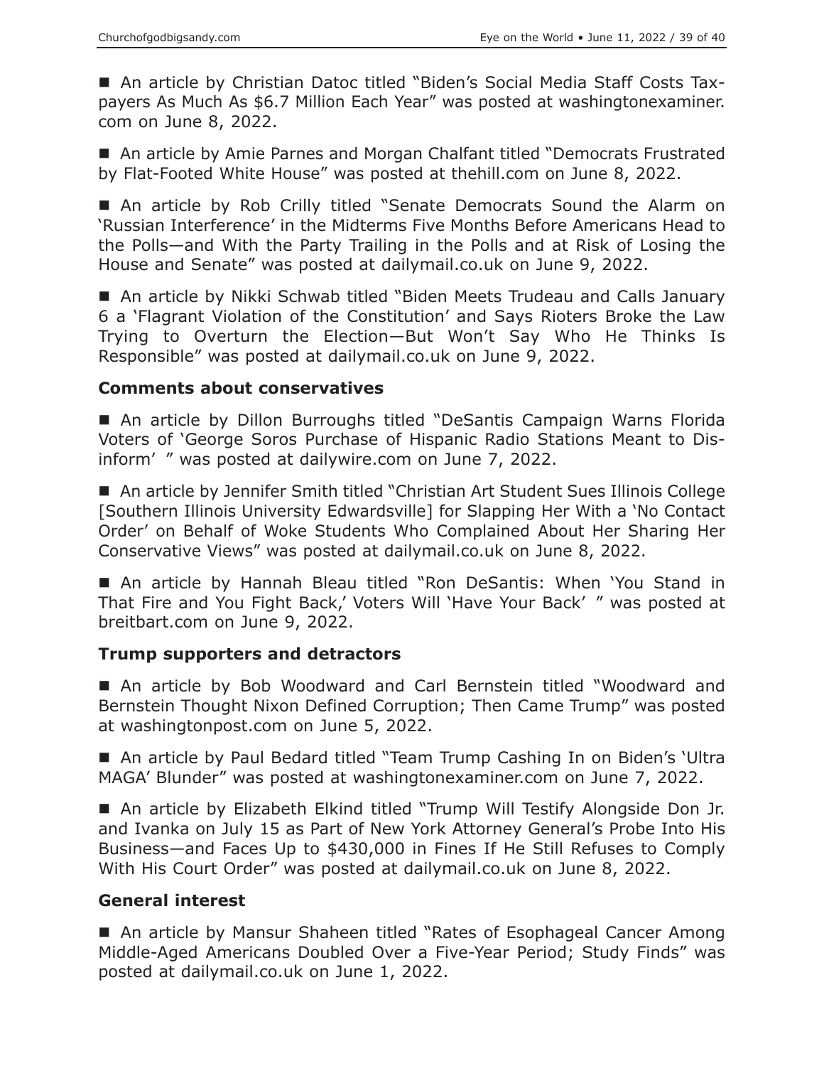■ An article by Christian Datoc titled "Biden's Social Media Staff Costs Taxpayers As Much As $6.7 Million Each Year" was posted at washingtonexaminer.com on June 8, 2022.

■ An article by Amie Parnes and Morgan Chalfant titled "Democrats Frustrated by Flat-Footed White House" was posted at thehill.com on June 8, 2022.

■ An article by Rob Crilly titled "Senate Democrats Sound the Alarm on 'Russian Interference' in the Midterms Five Months Before Americans Head to the Polls—and With the Party Trailing in the Polls and at Risk of Losing the House and Senate" was posted at dailymail.co.uk on June 9, 2022.

■ An article by Nikki Schwab titled "Biden Meets Trudeau and Calls January 6 a 'Flagrant Violation of the Constitution' and Says Rioters Broke the Law Trying to Overturn the Election—But Won't Say Who He Thinks Is Responsible" was posted at dailymail.co.uk on June 9, 2022.

**Comments about conservatives**

■ An article by Dillon Burroughs titled "DeSantis Campaign Warns Florida Voters of 'George Soros Purchase of Hispanic Radio Stations Meant to Disinform' " was posted at dailywire.com on June 7, 2022.

■ An article by Jennifer Smith titled "Christian Art Student Sues Illinois College [Southern Illinois University Edwardsville] for Slapping Her With a 'No Contact Order' on Behalf of Woke Students Who Complained About Her Sharing Her Conservative Views" was posted at dailymail.co.uk on June 8, 2022.

■ An article by Hannah Bleau titled "Ron DeSantis: When 'You Stand in That Fire and You Fight Back,' Voters Will 'Have Your Back' " was posted at breitbart.com on June 9, 2022.

**Trump supporters and detractors**

■ An article by Bob Woodward and Carl Bernstein titled "Woodward and Bernstein Thought Nixon Defined Corruption; Then Came Trump" was posted at washingtonpost.com on June 5, 2022.

■ An article by Paul Bedard titled "Team Trump Cashing In on Biden's 'Ultra MAGA' Blunder" was posted at washingtonexaminer.com on June 7, 2022.

■ An article by Elizabeth Elkind titled "Trump Will Testify Alongside Don Jr. and Ivanka on July 15 as Part of New York Attorney General's Probe Into His Business—and Faces Up to $430,000 in Fines If He Still Refuses to Comply With His Court Order" was posted at dailymail.co.uk on June 8, 2022.

**General interest**

■ An article by Mansur Shaheen titled "Rates of Esophageal Cancer Among Middle-Aged Americans Doubled Over a Five-Year Period; Study Finds" was posted at dailymail.co.uk on June 1, 2022.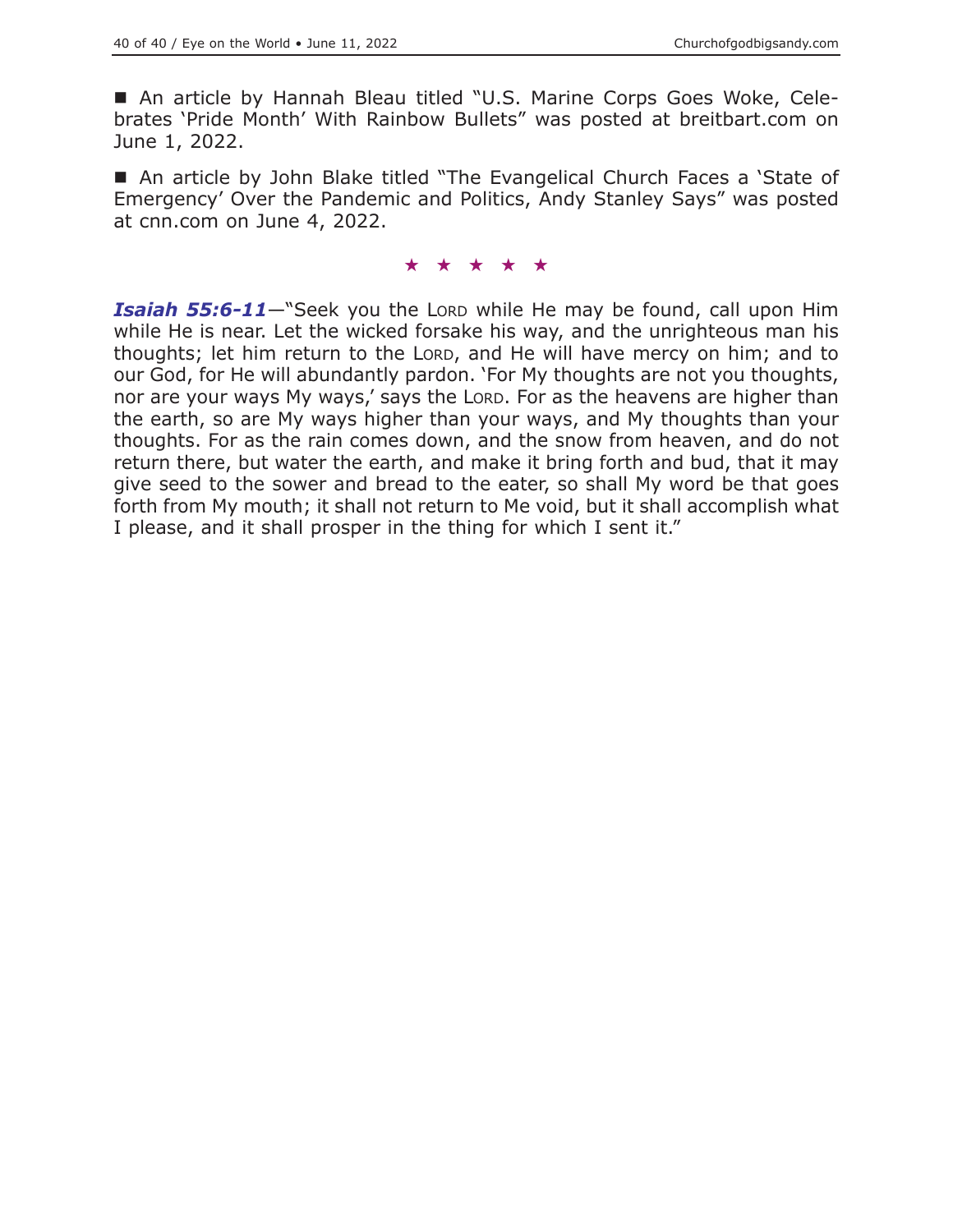■ An article by Hannah Bleau titled "U.S. Marine Corps Goes Woke, Celebrates 'Pride Month' With Rainbow Bullets" was posted at breitbart.com on June 1, 2022.

■ An article by John Blake titled "The Evangelical Church Faces a 'State of Emergency' Over the Pandemic and Politics, Andy Stanley Says" was posted at cnn.com on June 4, 2022.

★ ★ ★ ★ ★

***Isaiah 55:6-11***—"Seek you the Lord while He may be found, call upon Him while He is near. Let the wicked forsake his way, and the unrighteous man his thoughts; let him return to the Lord, and He will have mercy on him; and to our God, for He will abundantly pardon. 'For My thoughts are not you thoughts, nor are your ways My ways,' says the Lord. For as the heavens are higher than the earth, so are My ways higher than your ways, and My thoughts than your thoughts. For as the rain comes down, and the snow from heaven, and do not return there, but water the earth, and make it bring forth and bud, that it may give seed to the sower and bread to the eater, so shall My word be that goes forth from My mouth; it shall not return to Me void, but it shall accomplish what I please, and it shall prosper in the thing for which I sent it."